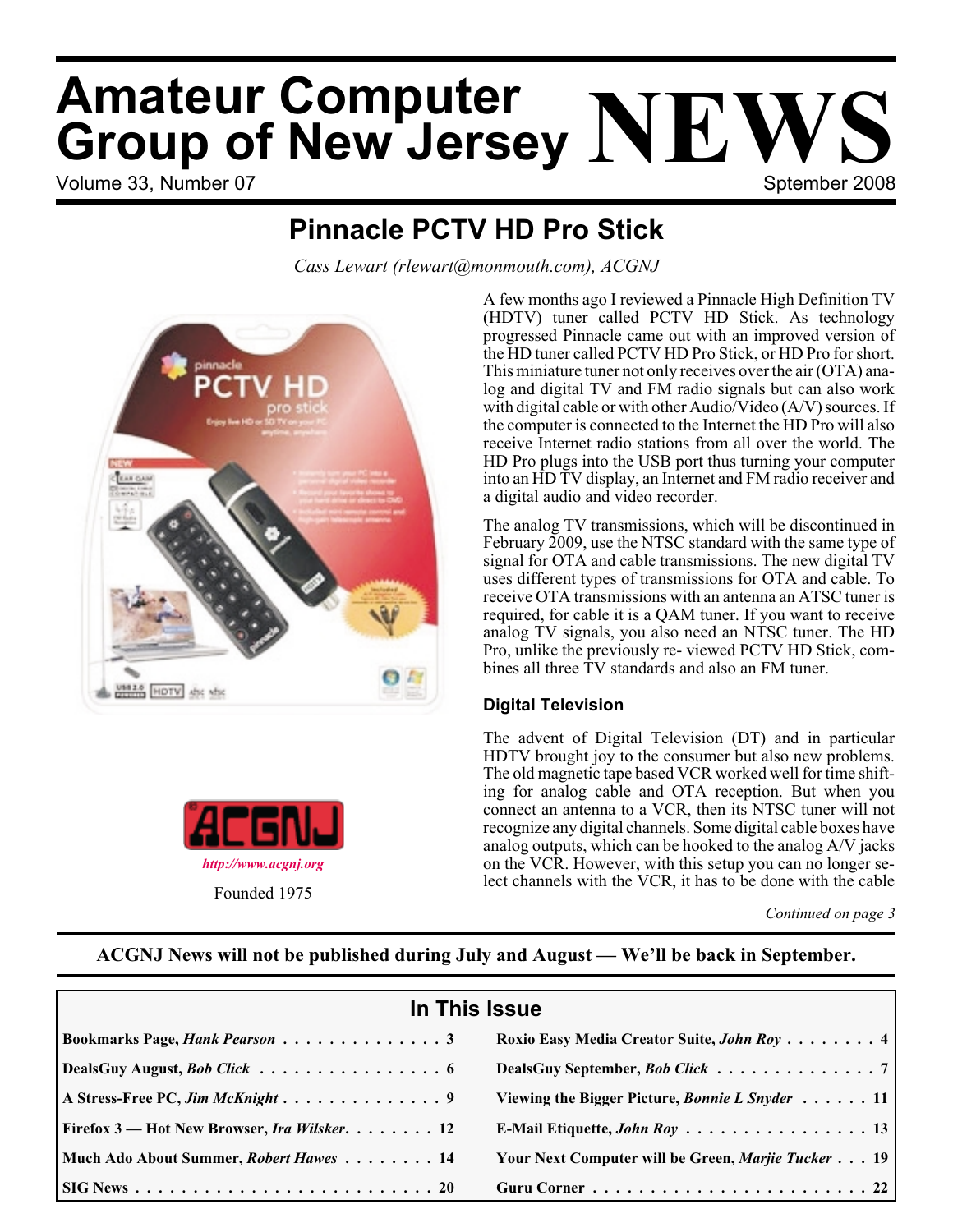# Amateur Computer Group of New Jersey NEWS

Volume 33, Number 07 — Sptember 2008

## Pinnacle PCTV HD Pro Stick

*Cass Lewart (rlewart@monmouth.com), ACGNJ*

A few months ago I reviewed a Pinnacle High Definition TV (HDTV) tuner called PCTV HD Stick. As technology progressed Pinnacle came out with an improved version of the HD tuner called PCTV HD Pro Stick, or HD Pro for short. This miniature tuner not only receives over the air (OTA) analog and digital TV and FM radio signals but can also work with digital cable or with other Audio/Video (A/V) sources. If the computer is connected to the Internet the HD Pro will also receive Internet radio stations from all over the world. The HD Pro plugs into the USB port thus turning your computer into an HD TV display, an Internet and FM radio receiver and a digital audio and video recorder.

The analog TV transmissions, which will be discontinued in February 2009, use the NTSC standard with the same type of signal for OTA and cable transmissions. The new digital TV uses different types of transmissions for OTA and cable. To receive OTA transmissions with an antenna an ATSC tuner is required, for cable it is a QAM tuner. If you want to receive analog TV signals, you also need an NTSC tuner. The HD Pro, unlike the previously re- viewed PCTV HD Stick, combines all three TV standards and also an FM tuner.

### Digital Television

The advent of Digital Television (DT) and in particular HDTV brought joy to the consumer but also new problems. The old magnetic tape based VCR worked well for time shifting for analog cable and OTA reception. But when you connect an antenna to a VCR, then its NTSC tuner will not recognize any digital channels. Some digital cable boxes have analog outputs, which can be hooked to the analog A/V jacks on the VCR. However, with this setup you can no longer select channels with the VCR, it has to be done with the cable

*Continued on page 3*

ACGNJ

*http://www.acgnj.org*

Founded 1975

**ACGNJ News will not be published during July and August — We'll be back in September.**

## In This Issue

| | |
|---|---|
| Bookmarks Page, *Hank Pearson* . . . 3 | Roxio Easy Media Creator Suite, *John Roy* . . . 4 |
| DealsGuy August, *Bob Click* . . . 6 | DealsGuy September, *Bob Click* . . . 7 |
| A Stress-Free PC, *Jim McKnight* . . . 9 | Viewing the Bigger Picture, *Bonnie L Snyder* . . . 11 |
| Firefox 3 — Hot New Browser, *Ira Wilsker* . . . 12 | E-Mail Etiquette, *John Roy* . . . 13 |
| Much Ado About Summer, *Robert Hawes* . . . 14 | Your Next Computer will be Green, *Marjie Tucker* . . . 19 |
| SIG News . . . 20 | Guru Corner . . . 22 |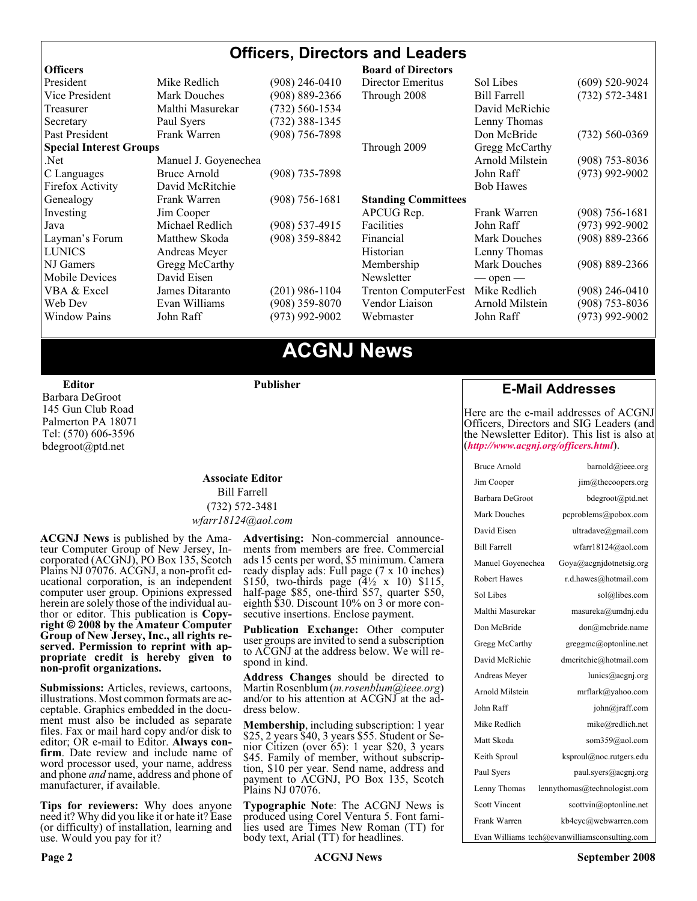# Officers, Directors and Leaders

| Officers | | |
|---|---|---|
| President | Mike Redlich | (908) 246-0410 |
| Vice President | Mark Douches | (908) 889-2366 |
| Treasurer | Malthi Masurekar | (732) 560-1534 |
| Secretary | Paul Syers | (732) 388-1345 |
| Past President | Frank Warren | (908) 756-7898 |
| **Special Interest Groups** | | |
| .Net | Manuel J. Goyenechea | |
| C Languages | Bruce Arnold | (908) 735-7898 |
| Firefox Activity | David McRitchie | |
| Genealogy | Frank Warren | (908) 756-1681 |
| Investing | Jim Cooper | |
| Java | Michael Redlich | (908) 537-4915 |
| Layman's Forum | Matthew Skoda | (908) 359-8842 |
| LUNICS | Andreas Meyer | |
| NJ Gamers | Gregg McCarthy | |
| Mobile Devices | David Eisen | |
| VBA & Excel | James Ditaranto | (201) 986-1104 |
| Web Dev | Evan Williams | (908) 359-8070 |
| Window Pains | John Raff | (973) 992-9002 |

| Board of Directors | | |
|---|---|---|
| Director Emeritus | Sol Libes | (609) 520-9024 |
| Through 2008 | Bill Farrell | (732) 572-3481 |
| | David McRichie | |
| | Lenny Thomas | |
| | Don McBride | (732) 560-0369 |
| Through 2009 | Gregg McCarthy | |
| | Arnold Milstein | (908) 753-8036 |
| | John Raff | (973) 992-9002 |
| | Bob Hawes | |
| **Standing Committees** | | |
| APCUG Rep. | Frank Warren | (908) 756-1681 |
| Facilities | John Raff | (973) 992-9002 |
| Financial | Mark Douches | (908) 889-2366 |
| Historian | Lenny Thomas | |
| Membership | Mark Douches | (908) 889-2366 |
| Newsletter | — open — | |
| Trenton ComputerFest | Mike Redlich | (908) 246-0410 |
| Vendor Liaison | Arnold Milstein | (908) 753-8036 |
| Webmaster | John Raff | (973) 992-9002 |

# ACGNJ News

**Editor**
Barbara DeGroot
145 Gun Club Road
Palmerton PA 18071
Tel: (570) 606-3596
bdegroot@ptd.net

**Publisher**

**Associate Editor**
Bill Farrell
(732) 572-3481
*wfarr18124@aol.com*

**ACGNJ News** is published by the Amateur Computer Group of New Jersey, Incorporated (ACGNJ), PO Box 135, Scotch Plains NJ 07076. ACGNJ, a non-profit educational corporation, is an independent computer user group. Opinions expressed herein are solely those of the individual author or editor. This publication is **Copyright © 2008 by the Amateur Computer Group of New Jersey, Inc., all rights reserved. Permission to reprint with appropriate credit is hereby given to non-profit organizations.**

**Submissions:** Articles, reviews, cartoons, illustrations. Most common formats are acceptable. Graphics embedded in the document must also be included as separate files. Fax or mail hard copy and/or disk to editor; OR e-mail to Editor. **Always confirm**. Date review and include name of word processor used, your name, address and phone *and* name, address and phone of manufacturer, if available.

**Tips for reviewers:** Why does anyone need it? Why did you like it or hate it? Ease (or difficulty) of installation, learning and use. Would you pay for it?

**Advertising:** Non-commercial announcements from members are free. Commercial ads 15 cents per word, $5 minimum. Camera ready display ads: Full page (7 x 10 inches) $150, two-thirds page (4½ x 10) $115, half-page $85, one-third $57, quarter $50, eighth $30. Discount 10% on 3 or more consecutive insertions. Enclose payment.

**Publication Exchange:** Other computer user groups are invited to send a subscription to ACGNJ at the address below. We will respond in kind.

**Address Changes** should be directed to Martin Rosenblum (*m.rosenblum@ieee.org*) and/or to his attention at ACGNJ at the address below.

**Membership**, including subscription: 1 year $25, 2 years $40, 3 years $55. Student or Senior Citizen (over 65): 1 year $20, 3 years $45. Family of member, without subscription, $10 per year. Send name, address and payment to ACGNJ, PO Box 135, Scotch Plains NJ 07076.

**Typographic Note**: The ACGNJ News is produced using Corel Ventura 5. Font families used are Times New Roman (TT) for body text, Arial (TT) for headlines.

## E-Mail Addresses

Here are the e-mail addresses of ACGNJ Officers, Directors and SIG Leaders (and the Newsletter Editor). This list is also at (***http://www.acgnj.org/officers.html***).

| Name | E-mail |
|---|---|
| Bruce Arnold | barnold@ieee.org |
| Jim Cooper | jim@thecoopers.org |
| Barbara DeGroot | bdegroot@ptd.net |
| Mark Douches | pcproblems@pobox.com |
| David Eisen | ultradave@gmail.com |
| Bill Farrell | wfarr18124@aol.com |
| Manuel Goyenechea | Goya@acgnjdotnetsig.org |
| Robert Hawes | r.d.hawes@hotmail.com |
| Sol Libes | sol@libes.com |
| Malthi Masurekar | masureka@umdnj.edu |
| Don McBride | don@mcbride.name |
| Gregg McCarthy | greggmc@optonline.net |
| David McRichie | dmcritchie@hotmail.com |
| Andreas Meyer | lunics@acgnj.org |
| Arnold Milstein | mrflark@yahoo.com |
| John Raff | john@jraff.com |
| Mike Redlich | mike@redlich.net |
| Matt Skoda | som359@aol.com |
| Keith Sproul | ksproul@noc.rutgers.edu |
| Paul Syers | paul.syers@acgnj.org |
| Lenny Thomas | lennythomas@technologist.com |
| Scott Vincent | scottvin@optonline.net |
| Frank Warren | kb4cyc@webwarren.com |
| Evan Williams | tech@evanwilliamsconsulting.com |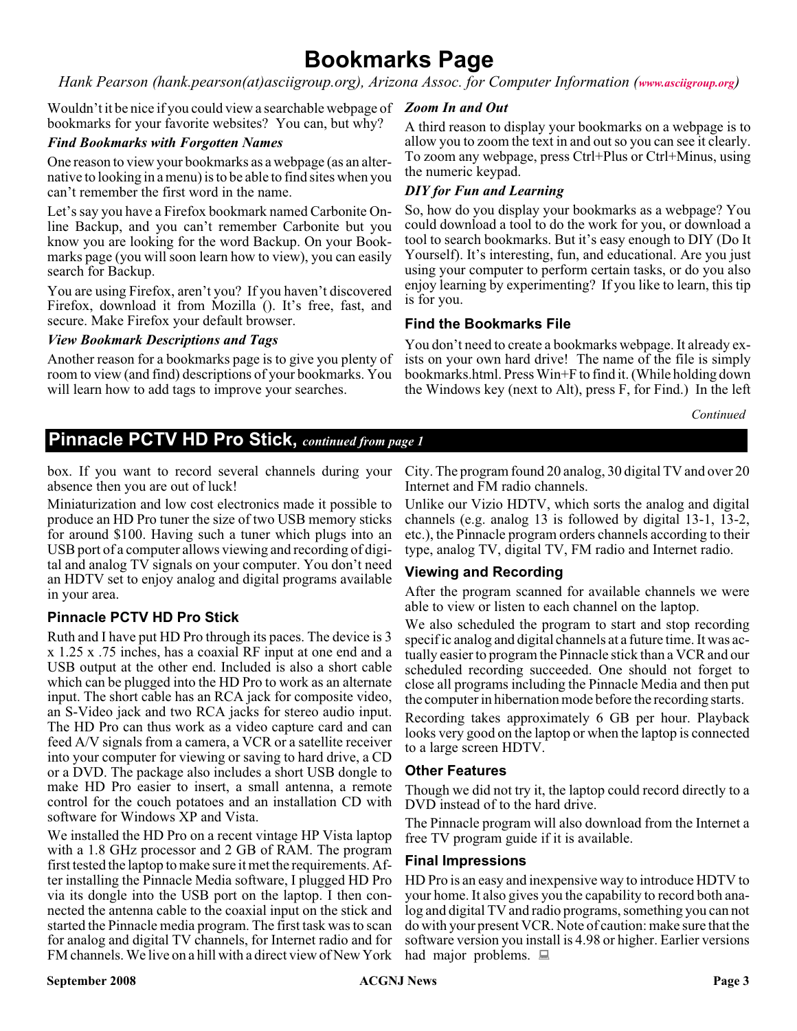# Bookmarks Page

*Hank Pearson (hank.pearson(at)asciigroup.org), Arizona Assoc. for Computer Information (www.asciigroup.org)*

Wouldn't it be nice if you could view a searchable webpage of bookmarks for your favorite websites? You can, but why?

### *Find Bookmarks with Forgotten Names*

One reason to view your bookmarks as a webpage (as an alternative to looking in a menu) is to be able to find sites when you can't remember the first word in the name.

Let's say you have a Firefox bookmark named Carbonite Online Backup, and you can't remember Carbonite but you know you are looking for the word Backup. On your Bookmarks page (you will soon learn how to view), you can easily search for Backup.

You are using Firefox, aren't you? If you haven't discovered Firefox, download it from Mozilla (). It's free, fast, and secure. Make Firefox your default browser.

### *View Bookmark Descriptions and Tags*

Another reason for a bookmarks page is to give you plenty of room to view (and find) descriptions of your bookmarks. You will learn how to add tags to improve your searches.

### *Zoom In and Out*

A third reason to display your bookmarks on a webpage is to allow you to zoom the text in and out so you can see it clearly. To zoom any webpage, press Ctrl+Plus or Ctrl+Minus, using the numeric keypad.

### *DIY for Fun and Learning*

So, how do you display your bookmarks as a webpage? You could download a tool to do the work for you, or download a tool to search bookmarks. But it's easy enough to DIY (Do It Yourself). It's interesting, fun, and educational. Are you just using your computer to perform certain tasks, or do you also enjoy learning by experimenting? If you like to learn, this tip is for you.

### Find the Bookmarks File

You don't need to create a bookmarks webpage. It already exists on your own hard drive! The name of the file is simply bookmarks.html. Press Win+F to find it. (While holding down the Windows key (next to Alt), press F, for Find.) In the left

*Continued*

## Pinnacle PCTV HD Pro Stick, *continued from page 1*

box. If you want to record several channels during your absence then you are out of luck!

Miniaturization and low cost electronics made it possible to produce an HD Pro tuner the size of two USB memory sticks for around $100. Having such a tuner which plugs into an USB port of a computer allows viewing and recording of digital and analog TV signals on your computer. You don't need an HDTV set to enjoy analog and digital programs available in your area.

### Pinnacle PCTV HD Pro Stick

Ruth and I have put HD Pro through its paces. The device is 3 x 1.25 x .75 inches, has a coaxial RF input at one end and a USB output at the other end. Included is also a short cable which can be plugged into the HD Pro to work as an alternate input. The short cable has an RCA jack for composite video, an S-Video jack and two RCA jacks for stereo audio input. The HD Pro can thus work as a video capture card and can feed A/V signals from a camera, a VCR or a satellite receiver into your computer for viewing or saving to hard drive, a CD or a DVD. The package also includes a short USB dongle to make HD Pro easier to insert, a small antenna, a remote control for the couch potatoes and an installation CD with software for Windows XP and Vista.

We installed the HD Pro on a recent vintage HP Vista laptop with a 1.8 GHz processor and 2 GB of RAM. The program first tested the laptop to make sure it met the requirements. After installing the Pinnacle Media software, I plugged HD Pro via its dongle into the USB port on the laptop. I then connected the antenna cable to the coaxial input on the stick and started the Pinnacle media program. The first task was to scan for analog and digital TV channels, for Internet radio and for FM channels. We live on a hill with a direct view of New York City. The program found 20 analog, 30 digital TV and over 20 Internet and FM radio channels.

Unlike our Vizio HDTV, which sorts the analog and digital channels (e.g. analog 13 is followed by digital 13-1, 13-2, etc.), the Pinnacle program orders channels according to their type, analog TV, digital TV, FM radio and Internet radio.

### Viewing and Recording

After the program scanned for available channels we were able to view or listen to each channel on the laptop.

We also scheduled the program to start and stop recording specif ic analog and digital channels at a future time. It was actually easier to program the Pinnacle stick than a VCR and our scheduled recording succeeded. One should not forget to close all programs including the Pinnacle Media and then put the computer in hibernation mode before the recording starts.

Recording takes approximately 6 GB per hour. Playback looks very good on the laptop or when the laptop is connected to a large screen HDTV.

### Other Features

Though we did not try it, the laptop could record directly to a DVD instead of to the hard drive.

The Pinnacle program will also download from the Internet a free TV program guide if it is available.

### Final Impressions

HD Pro is an easy and inexpensive way to introduce HDTV to your home. It also gives you the capability to record both analog and digital TV and radio programs, something you can not do with your present VCR. Note of caution: make sure that the software version you install is 4.98 or higher. Earlier versions had major problems.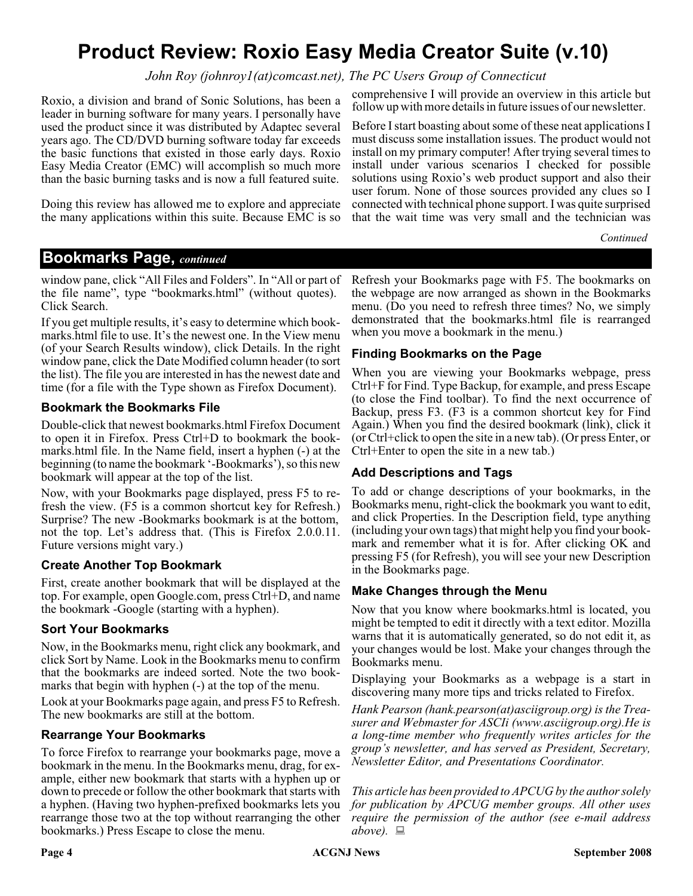# Product Review: Roxio Easy Media Creator Suite (v.10)

*John Roy (johnroy1(at)comcast.net), The PC Users Group of Connecticut*

Roxio, a division and brand of Sonic Solutions, has been a leader in burning software for many years. I personally have used the product since it was distributed by Adaptec several years ago. The CD/DVD burning software today far exceeds the basic functions that existed in those early days. Roxio Easy Media Creator (EMC) will accomplish so much more than the basic burning tasks and is now a full featured suite.

Doing this review has allowed me to explore and appreciate the many applications within this suite. Because EMC is so comprehensive I will provide an overview in this article but follow up with more details in future issues of our newsletter.

Before I start boasting about some of these neat applications I must discuss some installation issues. The product would not install on my primary computer! After trying several times to install under various scenarios I checked for possible solutions using Roxio's web product support and also their user forum. None of those sources provided any clues so I connected with technical phone support. I was quite surprised that the wait time was very small and the technician was

*Continued*

## Bookmarks Page, *continued*

window pane, click "All Files and Folders". In "All or part of the file name", type "bookmarks.html" (without quotes). Click Search.

If you get multiple results, it's easy to determine which bookmarks.html file to use. It's the newest one. In the View menu (of your Search Results window), click Details. In the right window pane, click the Date Modified column header (to sort the list). The file you are interested in has the newest date and time (for a file with the Type shown as Firefox Document).

### Bookmark the Bookmarks File

Double-click that newest bookmarks.html Firefox Document to open it in Firefox. Press Ctrl+D to bookmark the bookmarks.html file. In the Name field, insert a hyphen (-) at the beginning (to name the bookmark '-Bookmarks'), so this new bookmark will appear at the top of the list.

Now, with your Bookmarks page displayed, press F5 to refresh the view. (F5 is a common shortcut key for Refresh.) Surprise? The new -Bookmarks bookmark is at the bottom, not the top. Let's address that. (This is Firefox 2.0.0.11. Future versions might vary.)

### Create Another Top Bookmark

First, create another bookmark that will be displayed at the top. For example, open Google.com, press Ctrl+D, and name the bookmark -Google (starting with a hyphen).

### Sort Your Bookmarks

Now, in the Bookmarks menu, right click any bookmark, and click Sort by Name. Look in the Bookmarks menu to confirm that the bookmarks are indeed sorted. Note the two bookmarks that begin with hyphen (-) at the top of the menu.

Look at your Bookmarks page again, and press F5 to Refresh. The new bookmarks are still at the bottom.

### Rearrange Your Bookmarks

To force Firefox to rearrange your bookmarks page, move a bookmark in the menu. In the Bookmarks menu, drag, for example, either new bookmark that starts with a hyphen up or down to precede or follow the other bookmark that starts with a hyphen. (Having two hyphen-prefixed bookmarks lets you rearrange those two at the top without rearranging the other bookmarks.) Press Escape to close the menu.

Refresh your Bookmarks page with F5. The bookmarks on the webpage are now arranged as shown in the Bookmarks menu. (Do you need to refresh three times? No, we simply demonstrated that the bookmarks.html file is rearranged when you move a bookmark in the menu.)

### Finding Bookmarks on the Page

When you are viewing your Bookmarks webpage, press Ctrl+F for Find. Type Backup, for example, and press Escape (to close the Find toolbar). To find the next occurrence of Backup, press F3. (F3 is a common shortcut key for Find Again.) When you find the desired bookmark (link), click it (or Ctrl+click to open the site in a new tab). (Or press Enter, or Ctrl+Enter to open the site in a new tab.)

### Add Descriptions and Tags

To add or change descriptions of your bookmarks, in the Bookmarks menu, right-click the bookmark you want to edit, and click Properties. In the Description field, type anything (including your own tags) that might help you find your bookmark and remember what it is for. After clicking OK and pressing F5 (for Refresh), you will see your new Description in the Bookmarks page.

### Make Changes through the Menu

Now that you know where bookmarks.html is located, you might be tempted to edit it directly with a text editor. Mozilla warns that it is automatically generated, so do not edit it, as your changes would be lost. Make your changes through the Bookmarks menu.

Displaying your Bookmarks as a webpage is a start in discovering many more tips and tricks related to Firefox.

*Hank Pearson (hank.pearson(at)asciigroup.org) is the Treasurer and Webmaster for ASCIi (www.asciigroup.org).He is a long-time member who frequently writes articles for the group's newsletter, and has served as President, Secretary, Newsletter Editor, and Presentations Coordinator.*

*This article has been provided to APCUG by the author solely for publication by APCUG member groups. All other uses require the permission of the author (see e-mail address above).*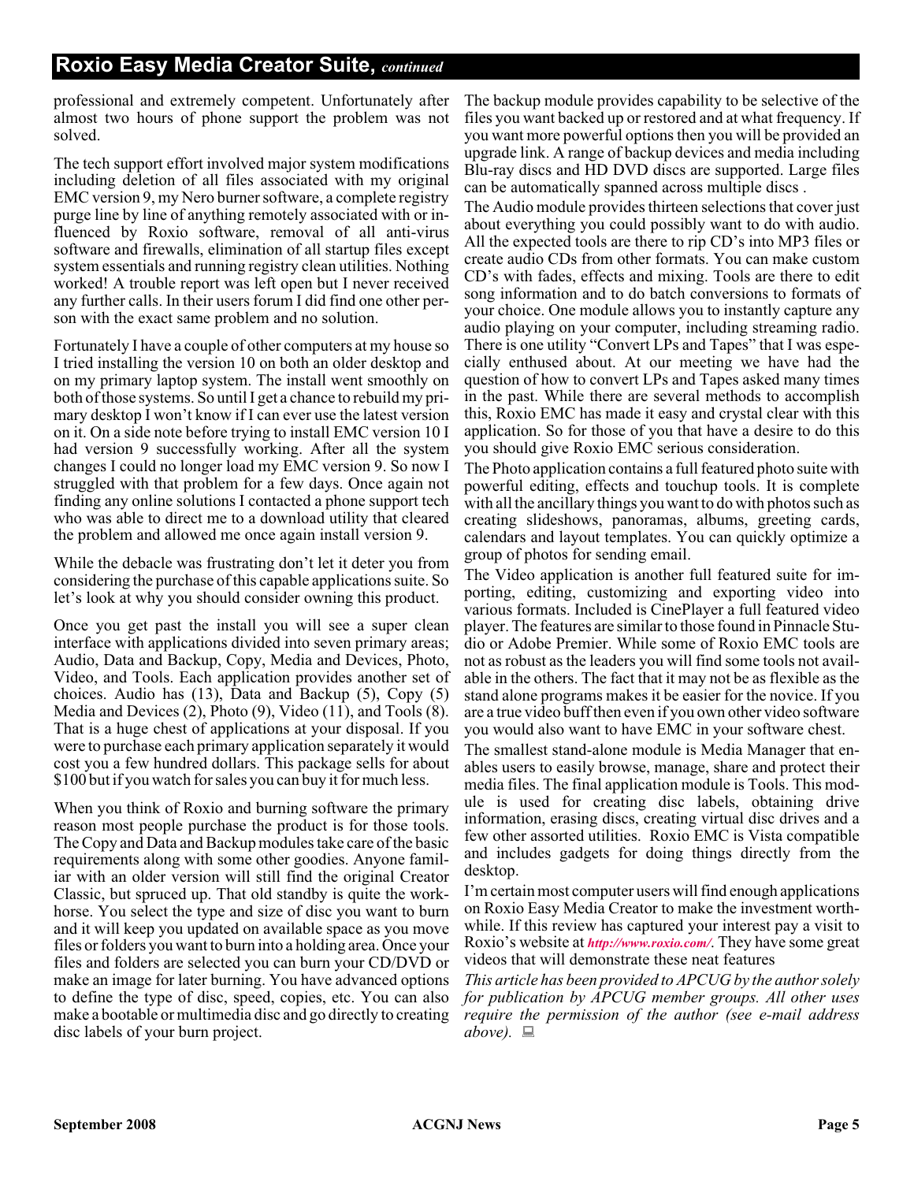## Roxio Easy Media Creator Suite, *continued*

professional and extremely competent. Unfortunately after almost two hours of phone support the problem was not solved.

The tech support effort involved major system modifications including deletion of all files associated with my original EMC version 9, my Nero burner software, a complete registry purge line by line of anything remotely associated with or influenced by Roxio software, removal of all anti-virus software and firewalls, elimination of all startup files except system essentials and running registry clean utilities. Nothing worked! A trouble report was left open but I never received any further calls. In their users forum I did find one other person with the exact same problem and no solution.

Fortunately I have a couple of other computers at my house so I tried installing the version 10 on both an older desktop and on my primary laptop system. The install went smoothly on both of those systems. So until I get a chance to rebuild my primary desktop I won't know if I can ever use the latest version on it. On a side note before trying to install EMC version 10 I had version 9 successfully working. After all the system changes I could no longer load my EMC version 9. So now I struggled with that problem for a few days. Once again not finding any online solutions I contacted a phone support tech who was able to direct me to a download utility that cleared the problem and allowed me once again install version 9.

While the debacle was frustrating don't let it deter you from considering the purchase of this capable applications suite. So let's look at why you should consider owning this product.

Once you get past the install you will see a super clean interface with applications divided into seven primary areas; Audio, Data and Backup, Copy, Media and Devices, Photo, Video, and Tools. Each application provides another set of choices. Audio has (13), Data and Backup (5), Copy (5) Media and Devices (2), Photo (9), Video (11), and Tools (8). That is a huge chest of applications at your disposal. If you were to purchase each primary application separately it would cost you a few hundred dollars. This package sells for about $100 but if you watch for sales you can buy it for much less.

When you think of Roxio and burning software the primary reason most people purchase the product is for those tools. The Copy and Data and Backup modules take care of the basic requirements along with some other goodies. Anyone familiar with an older version will still find the original Creator Classic, but spruced up. That old standby is quite the workhorse. You select the type and size of disc you want to burn and it will keep you updated on available space as you move files or folders you want to burn into a holding area. Once your files and folders are selected you can burn your CD/DVD or make an image for later burning. You have advanced options to define the type of disc, speed, copies, etc. You can also make a bootable or multimedia disc and go directly to creating disc labels of your burn project.

The backup module provides capability to be selective of the files you want backed up or restored and at what frequency. If you want more powerful options then you will be provided an upgrade link. A range of backup devices and media including Blu-ray discs and HD DVD discs are supported. Large files can be automatically spanned across multiple discs .

The Audio module provides thirteen selections that cover just about everything you could possibly want to do with audio. All the expected tools are there to rip CD's into MP3 files or create audio CDs from other formats. You can make custom CD's with fades, effects and mixing. Tools are there to edit song information and to do batch conversions to formats of your choice. One module allows you to instantly capture any audio playing on your computer, including streaming radio. There is one utility "Convert LPs and Tapes" that I was especially enthused about. At our meeting we have had the question of how to convert LPs and Tapes asked many times in the past. While there are several methods to accomplish this, Roxio EMC has made it easy and crystal clear with this application. So for those of you that have a desire to do this you should give Roxio EMC serious consideration.

The Photo application contains a full featured photo suite with powerful editing, effects and touchup tools. It is complete with all the ancillary things you want to do with photos such as creating slideshows, panoramas, albums, greeting cards, calendars and layout templates. You can quickly optimize a group of photos for sending email.

The Video application is another full featured suite for importing, editing, customizing and exporting video into various formats. Included is CinePlayer a full featured video player. The features are similar to those found in Pinnacle Studio or Adobe Premier. While some of Roxio EMC tools are not as robust as the leaders you will find some tools not available in the others. The fact that it may not be as flexible as the stand alone programs makes it be easier for the novice. If you are a true video buff then even if you own other video software you would also want to have EMC in your software chest.

The smallest stand-alone module is Media Manager that enables users to easily browse, manage, share and protect their media files. The final application module is Tools. This module is used for creating disc labels, obtaining drive information, erasing discs, creating virtual disc drives and a few other assorted utilities. Roxio EMC is Vista compatible and includes gadgets for doing things directly from the desktop.

I'm certain most computer users will find enough applications on Roxio Easy Media Creator to make the investment worthwhile. If this review has captured your interest pay a visit to Roxio's website at *http://www.roxio.com/*. They have some great videos that will demonstrate these neat features

*This article has been provided to APCUG by the author solely for publication by APCUG member groups. All other uses require the permission of the author (see e-mail address above).*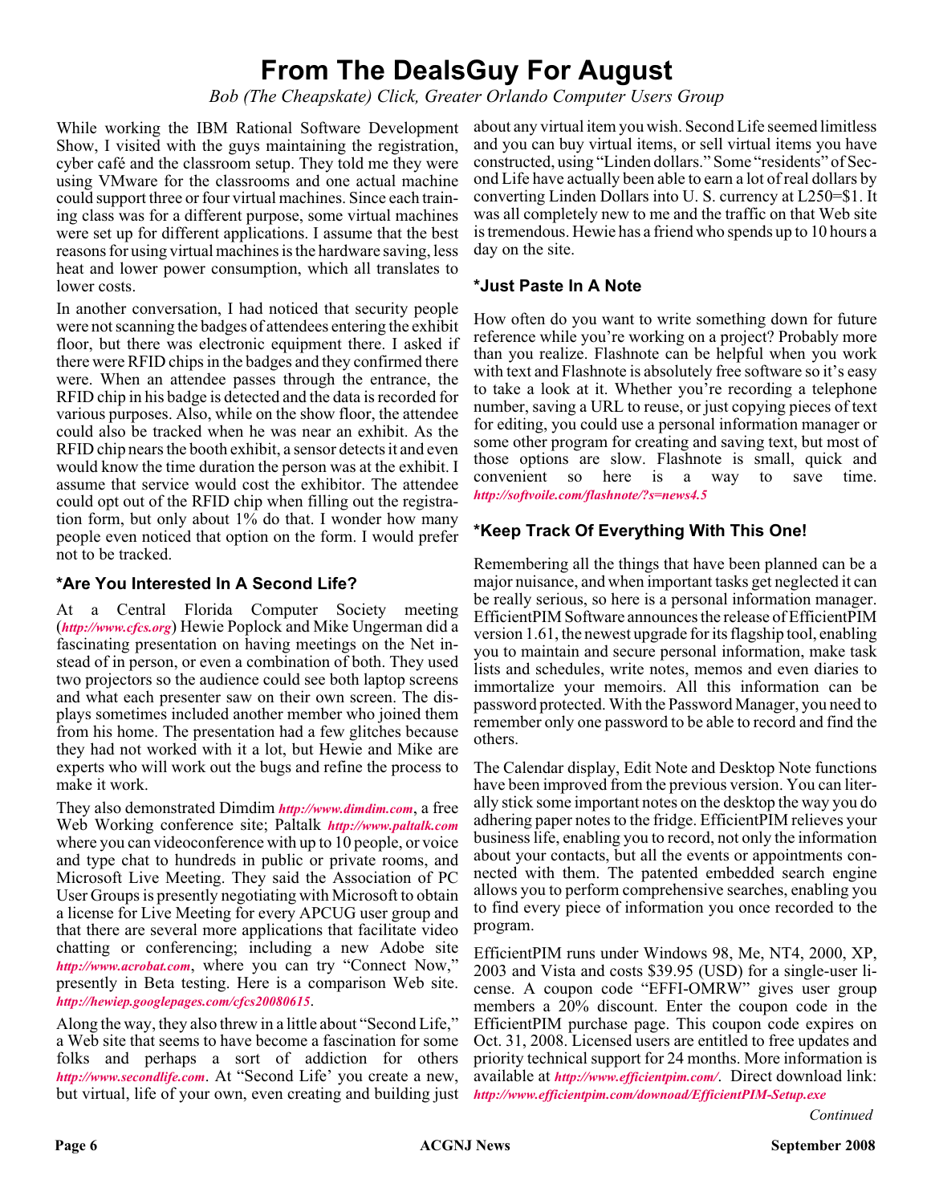# From The DealsGuy For August

*Bob (The Cheapskate) Click, Greater Orlando Computer Users Group*

While working the IBM Rational Software Development Show, I visited with the guys maintaining the registration, cyber café and the classroom setup. They told me they were using VMware for the classrooms and one actual machine could support three or four virtual machines. Since each training class was for a different purpose, some virtual machines were set up for different applications. I assume that the best reasons for using virtual machines is the hardware saving, less heat and lower power consumption, which all translates to lower costs.

In another conversation, I had noticed that security people were not scanning the badges of attendees entering the exhibit floor, but there was electronic equipment there. I asked if there were RFID chips in the badges and they confirmed there were. When an attendee passes through the entrance, the RFID chip in his badge is detected and the data is recorded for various purposes. Also, while on the show floor, the attendee could also be tracked when he was near an exhibit. As the RFID chip nears the booth exhibit, a sensor detects it and even would know the time duration the person was at the exhibit. I assume that service would cost the exhibitor. The attendee could opt out of the RFID chip when filling out the registration form, but only about 1% do that. I wonder how many people even noticed that option on the form. I would prefer not to be tracked.

### *Are You Interested In A Second Life?

At a Central Florida Computer Society meeting (*http://www.cfcs.org*) Hewie Poplock and Mike Ungerman did a fascinating presentation on having meetings on the Net instead of in person, or even a combination of both. They used two projectors so the audience could see both laptop screens and what each presenter saw on their own screen. The displays sometimes included another member who joined them from his home. The presentation had a few glitches because they had not worked with it a lot, but Hewie and Mike are experts who will work out the bugs and refine the process to make it work.

They also demonstrated Dimdim *http://www.dimdim.com*, a free Web Working conference site; Paltalk *http://www.paltalk.com* where you can videoconference with up to 10 people, or voice and type chat to hundreds in public or private rooms, and Microsoft Live Meeting. They said the Association of PC User Groups is presently negotiating with Microsoft to obtain a license for Live Meeting for every APCUG user group and that there are several more applications that facilitate video chatting or conferencing; including a new Adobe site *http://www.acrobat.com*, where you can try "Connect Now," presently in Beta testing. Here is a comparison Web site. *http://hewiep.googlepages.com/cfcs20080615*.

Along the way, they also threw in a little about "Second Life," a Web site that seems to have become a fascination for some folks and perhaps a sort of addiction for others *http://www.secondlife.com*. At "Second Life' you create a new, but virtual, life of your own, even creating and building just about any virtual item you wish. Second Life seemed limitless and you can buy virtual items, or sell virtual items you have constructed, using "Linden dollars." Some "residents" of Second Life have actually been able to earn a lot of real dollars by converting Linden Dollars into U. S. currency at L250=$1. It was all completely new to me and the traffic on that Web site is tremendous. Hewie has a friend who spends up to 10 hours a day on the site.

### *Just Paste In A Note

How often do you want to write something down for future reference while you're working on a project? Probably more than you realize. Flashnote can be helpful when you work with text and Flashnote is absolutely free software so it's easy to take a look at it. Whether you're recording a telephone number, saving a URL to reuse, or just copying pieces of text for editing, you could use a personal information manager or some other program for creating and saving text, but most of those options are slow. Flashnote is small, quick and convenient so here is a way to save time. *http://softvoile.com/flashnote/?s=news4.5*

### *Keep Track Of Everything With This One!

Remembering all the things that have been planned can be a major nuisance, and when important tasks get neglected it can be really serious, so here is a personal information manager. EfficientPIM Software announces the release of EfficientPIM version 1.61, the newest upgrade for its flagship tool, enabling you to maintain and secure personal information, make task lists and schedules, write notes, memos and even diaries to immortalize your memoirs. All this information can be password protected. With the Password Manager, you need to remember only one password to be able to record and find the others.

The Calendar display, Edit Note and Desktop Note functions have been improved from the previous version. You can literally stick some important notes on the desktop the way you do adhering paper notes to the fridge. EfficientPIM relieves your business life, enabling you to record, not only the information about your contacts, but all the events or appointments connected with them. The patented embedded search engine allows you to perform comprehensive searches, enabling you to find every piece of information you once recorded to the program.

EfficientPIM runs under Windows 98, Me, NT4, 2000, XP, 2003 and Vista and costs $39.95 (USD) for a single-user license. A coupon code "EFFI-OMRW" gives user group members a 20% discount. Enter the coupon code in the EfficientPIM purchase page. This coupon code expires on Oct. 31, 2008. Licensed users are entitled to free updates and priority technical support for 24 months. More information is available at *http://www.efficientpim.com/*. Direct download link: *http://www.efficientpim.com/dowload/EfficientPIM-Setup.exe*

*Continued*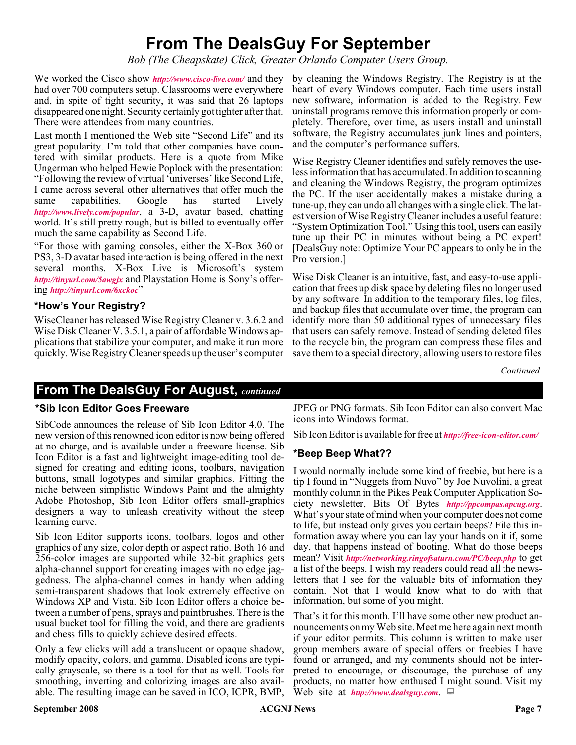# From The DealsGuy For September

*Bob (The Cheapskate) Click, Greater Orlando Computer Users Group.*

We worked the Cisco show *http://www.cisco-live.com/* and they had over 700 computers setup. Classrooms were everywhere and, in spite of tight security, it was said that 26 laptops disappeared one night. Security certainly got tighter after that. There were attendees from many countries.

Last month I mentioned the Web site "Second Life" and its great popularity. I'm told that other companies have countered with similar products. Here is a quote from Mike Ungerman who helped Hewie Poplock with the presentation: "Following the review of virtual 'universes' like Second Life, I came across several other alternatives that offer much the same capabilities. Google has started Lively *http://www.lively.com/popular*, a 3-D, avatar based, chatting world. It's still pretty rough, but is billed to eventually offer much the same capability as Second Life.

"For those with gaming consoles, either the X-Box 360 or PS3, 3-D avatar based interaction is being offered in the next several months. X-Box Live is Microsoft's system *http://tinyurl.com/5awgjx* and Playstation Home is Sony's offering *http://tinyurl.com/6xckoc*"

### *How's Your Registry?

WiseCleaner has released Wise Registry Cleaner v. 3.6.2 and Wise Disk Cleaner V. 3.5.1, a pair of affordable Windows applications that stabilize your computer, and make it run more quickly. Wise Registry Cleaner speeds up the user's computer by cleaning the Windows Registry. The Registry is at the heart of every Windows computer. Each time users install new software, information is added to the Registry. Few uninstall programs remove this information properly or completely. Therefore, over time, as users install and uninstall software, the Registry accumulates junk lines and pointers, and the computer's performance suffers.

Wise Registry Cleaner identifies and safely removes the useless information that has accumulated. In addition to scanning and cleaning the Windows Registry, the program optimizes the PC. If the user accidentally makes a mistake during a tune-up, they can undo all changes with a single click. The latest version of Wise Registry Cleaner includes a useful feature: "System Optimization Tool." Using this tool, users can easily tune up their PC in minutes without being a PC expert! [DealsGuy note: Optimize Your PC appears to only be in the Pro version.]

Wise Disk Cleaner is an intuitive, fast, and easy-to-use application that frees up disk space by deleting files no longer used by any software. In addition to the temporary files, log files, and backup files that accumulate over time, the program can identify more than 50 additional types of unnecessary files that users can safely remove. Instead of sending deleted files to the recycle bin, the program can compress these files and save them to a special directory, allowing users to restore files

*Continued*

## From The DealsGuy For August, *continued*

### *Sib Icon Editor Goes Freeware

SibCode announces the release of Sib Icon Editor 4.0. The new version of this renowned icon editor is now being offered at no charge, and is available under a freeware license. Sib Icon Editor is a fast and lightweight image-editing tool designed for creating and editing icons, toolbars, navigation buttons, small logotypes and similar graphics. Fitting the niche between simplistic Windows Paint and the almighty Adobe Photoshop, Sib Icon Editor offers small-graphics designers a way to unleash creativity without the steep learning curve.

Sib Icon Editor supports icons, toolbars, logos and other graphics of any size, color depth or aspect ratio. Both 16 and 256-color images are supported while 32-bit graphics gets alpha-channel support for creating images with no edge jaggedness. The alpha-channel comes in handy when adding semi-transparent shadows that look extremely effective on Windows XP and Vista. Sib Icon Editor offers a choice between a number of pens, sprays and paintbrushes. There is the usual bucket tool for filling the void, and there are gradients and chess fills to quickly achieve desired effects.

Only a few clicks will add a translucent or opaque shadow, modify opacity, colors, and gamma. Disabled icons are typically grayscale, so there is a tool for that as well. Tools for smoothing, inverting and colorizing images are also available. The resulting image can be saved in ICO, ICPR, BMP, JPEG or PNG formats. Sib Icon Editor can also convert Mac icons into Windows format.

Sib Icon Editor is available for free at *http://free-icon-editor.com/*

### *Beep Beep What??

I would normally include some kind of freebie, but here is a tip I found in "Nuggets from Nuvo" by Joe Nuvolini, a great monthly column in the Pikes Peak Computer Application Society newsletter, Bits Of Bytes *http://ppcompas.apcug.org*. What's your state of mind when your computer does not come to life, but instead only gives you certain beeps? File this information away where you can lay your hands on it if, some day, that happens instead of booting. What do those beeps mean? Visit *http://networking.ringofsaturn.com/PC/beep.php* to get a list of the beeps. I wish my readers could read all the newsletters that I see for the valuable bits of information they contain. Not that I would know what to do with that information, but some of you might.

That's it for this month. I'll have some other new product announcements on my Web site. Meet me here again next month if your editor permits. This column is written to make user group members aware of special offers or freebies I have found or arranged, and my comments should not be interpreted to encourage, or discourage, the purchase of any products, no matter how enthused I might sound. Visit my Web site at *http://www.dealsguy.com*.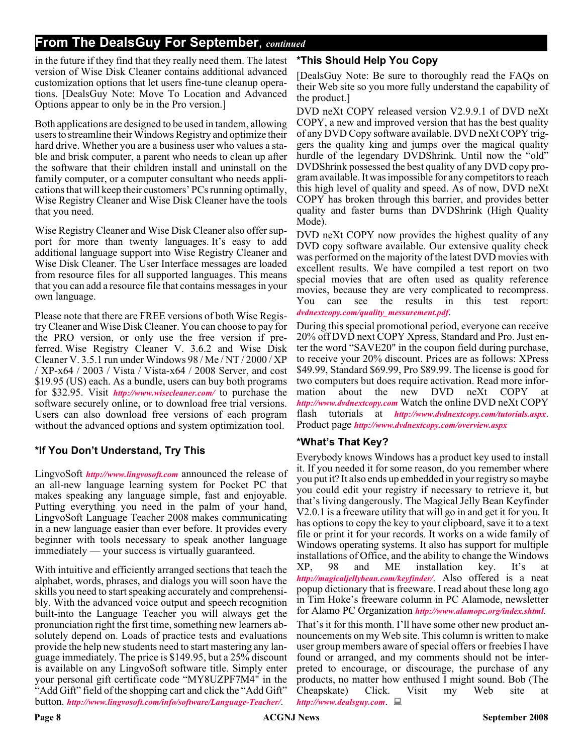## From The DealsGuy For September, *continued*

in the future if they find that they really need them. The latest version of Wise Disk Cleaner contains additional advanced customization options that let users fine-tune cleanup operations. [DealsGuy Note: Move To Location and Advanced Options appear to only be in the Pro version.]

Both applications are designed to be used in tandem, allowing users to streamline their Windows Registry and optimize their hard drive. Whether you are a business user who values a stable and brisk computer, a parent who needs to clean up after the software that their children install and uninstall on the family computer, or a computer consultant who needs applications that will keep their customers' PCs running optimally, Wise Registry Cleaner and Wise Disk Cleaner have the tools that you need.

Wise Registry Cleaner and Wise Disk Cleaner also offer support for more than twenty languages. It's easy to add additional language support into Wise Registry Cleaner and Wise Disk Cleaner. The User Interface messages are loaded from resource files for all supported languages. This means that you can add a resource file that contains messages in your own language.

Please note that there are FREE versions of both Wise Registry Cleaner and Wise Disk Cleaner. You can choose to pay for the PRO version, or only use the free version if preferred. Wise Registry Cleaner V. 3.6.2 and Wise Disk Cleaner V. 3.5.1 run under Windows 98 / Me / NT / 2000 / XP / XP-x64 / 2003 / Vista / Vista-x64 / 2008 Server, and cost $19.95 (US) each. As a bundle, users can buy both programs for $32.95. Visit *http://www.wisecleaner.com/* to purchase the software securely online, or to download free trial versions. Users can also download free versions of each program without the advanced options and system optimization tool.

### *If You Don't Understand, Try This

LingvoSoft *http://www.lingvosoft.com* announced the release of an all-new language learning system for Pocket PC that makes speaking any language simple, fast and enjoyable. Putting everything you need in the palm of your hand, LingvoSoft Language Teacher 2008 makes communicating in a new language easier than ever before. It provides every beginner with tools necessary to speak another language immediately — your success is virtually guaranteed.

With intuitive and efficiently arranged sections that teach the alphabet, words, phrases, and dialogs you will soon have the skills you need to start speaking accurately and comprehensibly. With the advanced voice output and speech recognition built-into the Language Teacher you will always get the pronunciation right the first time, something new learners absolutely depend on. Loads of practice tests and evaluations provide the help new students need to start mastering any language immediately. The price is $149.95, but a 25% discount is available on any LingvoSoft software title. Simply enter your personal gift certificate code "MY8UZPF7M4" in the "Add Gift" field of the shopping cart and click the "Add Gift" button. *http://www.lingvosoft.com/info/software/Language-Teacher/*.

### *This Should Help You Copy

[DealsGuy Note: Be sure to thoroughly read the FAQs on their Web site so you more fully understand the capability of the product.]

DVD neXt COPY released version V2.9.9.1 of DVD neXt COPY, a new and improved version that has the best quality of any DVD Copy software available. DVD neXt COPY triggers the quality king and jumps over the magical quality hurdle of the legendary DVDShrink. Until now the "old" DVDShrink possessed the best quality of any DVD copy program available. It was impossible for any competitors to reach this high level of quality and speed. As of now, DVD neXt COPY has broken through this barrier, and provides better quality and faster burns than DVDShrink (High Quality Mode).

DVD neXt COPY now provides the highest quality of any DVD copy software available. Our extensive quality check was performed on the majority of the latest DVD movies with excellent results. We have compiled a test report on two special movies that are often used as quality reference movies, because they are very complicated to recompress. You can see the results in this test report: *dvdnextcopy.com/quality_measurement.pdf*.

During this special promotional period, everyone can receive 20% off DVD next COPY Xpress, Standard and Pro. Just enter the word "SAVE20" in the coupon field during purchase, to receive your 20% discount. Prices are as follows: XPress $49.99, Standard $69.99, Pro $89.99. The license is good for two computers but does require activation. Read more information about the new DVD neXt COPY at *http://www.dvdnextcopy.com* Watch the online DVD neXt COPY flash tutorials at *http://www.dvdnextcopy.com/tutorials.aspx*. Product page *http://www.dvdnextcopy.com/overview.aspx*

### *What's That Key?

Everybody knows Windows has a product key used to install it. If you needed it for some reason, do you remember where you put it? It also ends up embedded in your registry so maybe you could edit your registry if necessary to retrieve it, but that's living dangerously. The Magical Jelly Bean Keyfinder V2.0.1 is a freeware utility that will go in and get it for you. It has options to copy the key to your clipboard, save it to a text file or print it for your records. It works on a wide family of Windows operating systems. It also has support for multiple installations of Office, and the ability to change the Windows XP, 98 and ME installation key. It's at *http://magicaljellybean.com/keyfinder/*. Also offered is a neat popup dictionary that is freeware. I read about these long ago in Tim Hoke's freeware column in PC Alamode, newsletter for Alamo PC Organization *http://www.alamopc.org/index.shtml*.

That's it for this month. I'll have some other new product announcements on my Web site. This column is written to make user group members aware of special offers or freebies I have found or arranged, and my comments should not be interpreted to encourage, or discourage, the purchase of any products, no matter how enthused I might sound. Bob (The Cheapskate) Click. Visit my Web site at *http://www.dealsguy.com*.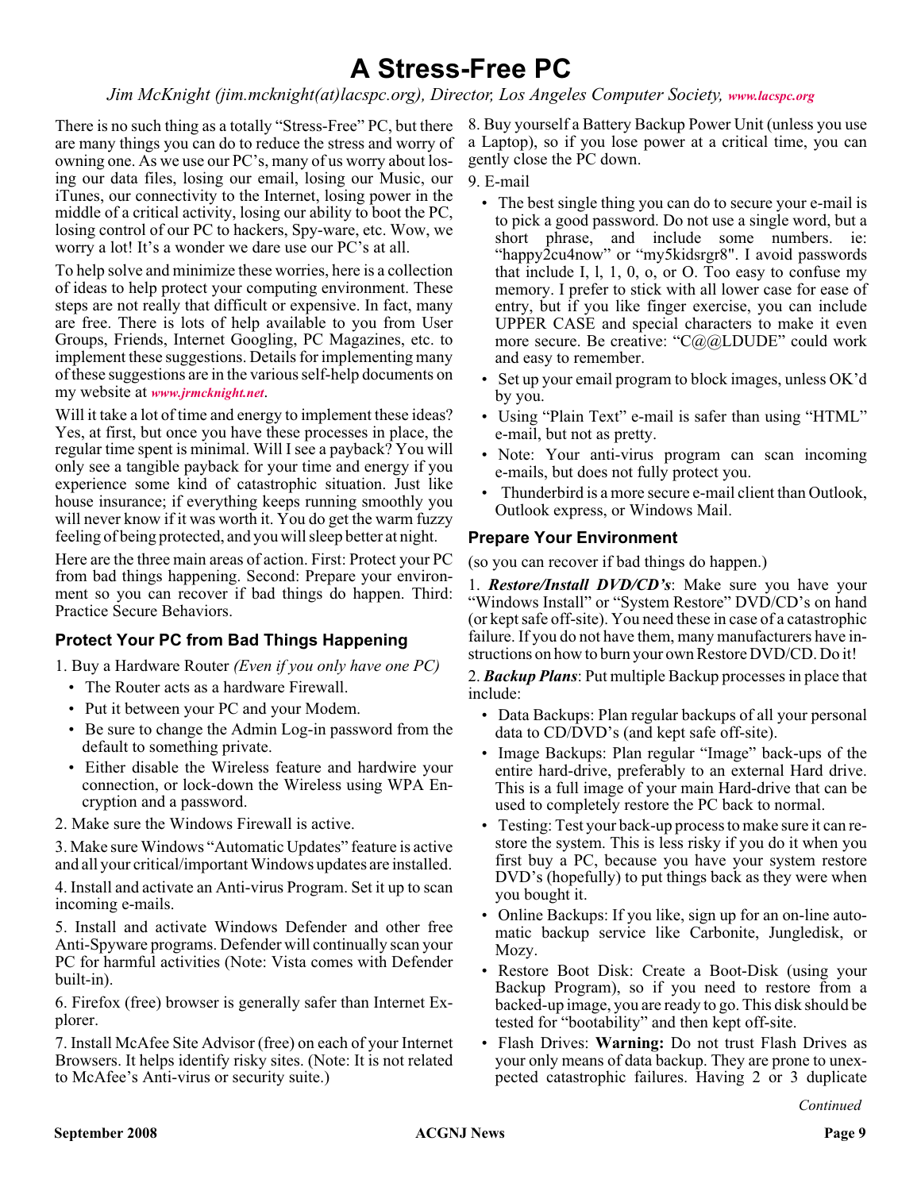# A Stress-Free PC

*Jim McKnight (jim.mcknight(at)lacspc.org), Director, Los Angeles Computer Society, www.lacspc.org*

There is no such thing as a totally "Stress-Free" PC, but there are many things you can do to reduce the stress and worry of owning one. As we use our PC's, many of us worry about losing our data files, losing our email, losing our Music, our iTunes, our connectivity to the Internet, losing power in the middle of a critical activity, losing our ability to boot the PC, losing control of our PC to hackers, Spy-ware, etc. Wow, we worry a lot! It's a wonder we dare use our PC's at all.

To help solve and minimize these worries, here is a collection of ideas to help protect your computing environment. These steps are not really that difficult or expensive. In fact, many are free. There is lots of help available to you from User Groups, Friends, Internet Googling, PC Magazines, etc. to implement these suggestions. Details for implementing many of these suggestions are in the various self-help documents on my website at *www.jrmcknight.net*.

Will it take a lot of time and energy to implement these ideas? Yes, at first, but once you have these processes in place, the regular time spent is minimal. Will I see a payback? You will only see a tangible payback for your time and energy if you experience some kind of catastrophic situation. Just like house insurance; if everything keeps running smoothly you will never know if it was worth it. You do get the warm fuzzy feeling of being protected, and you will sleep better at night.

Here are the three main areas of action. First: Protect your PC from bad things happening. Second: Prepare your environment so you can recover if bad things do happen. Third: Practice Secure Behaviors.

### Protect Your PC from Bad Things Happening

1. Buy a Hardware Router *(Even if you only have one PC)*
   - The Router acts as a hardware Firewall.
   - Put it between your PC and your Modem.
   - Be sure to change the Admin Log-in password from the default to something private.
   - Either disable the Wireless feature and hardwire your connection, or lock-down the Wireless using WPA Encryption and a password.
2. Make sure the Windows Firewall is active.
3. Make sure Windows "Automatic Updates" feature is active and all your critical/important Windows updates are installed.
4. Install and activate an Anti-virus Program. Set it up to scan incoming e-mails.
5. Install and activate Windows Defender and other free Anti-Spyware programs. Defender will continually scan your PC for harmful activities (Note: Vista comes with Defender built-in).
6. Firefox (free) browser is generally safer than Internet Explorer.
7. Install McAfee Site Advisor (free) on each of your Internet Browsers. It helps identify risky sites. (Note: It is not related to McAfee's Anti-virus or security suite.)
8. Buy yourself a Battery Backup Power Unit (unless you use a Laptop), so if you lose power at a critical time, you can gently close the PC down.
9. E-mail
   - The best single thing you can do to secure your e-mail is to pick a good password. Do not use a single word, but a short phrase, and include some numbers. ie: "happy2cu4now" or "my5kidsrgr8". I avoid passwords that include I, l, 1, 0, o, or O. Too easy to confuse my memory. I prefer to stick with all lower case for ease of entry, but if you like finger exercise, you can include UPPER CASE and special characters to make it even more secure. Be creative: "C@@LDUDE" could work and easy to remember.
   - Set up your email program to block images, unless OK'd by you.
   - Using "Plain Text" e-mail is safer than using "HTML" e-mail, but not as pretty.
   - Note: Your anti-virus program can scan incoming e-mails, but does not fully protect you.
   - Thunderbird is a more secure e-mail client than Outlook, Outlook express, or Windows Mail.

### Prepare Your Environment

(so you can recover if bad things do happen.)

1. ***Restore/Install DVD/CD's***: Make sure you have your "Windows Install" or "System Restore" DVD/CD's on hand (or kept safe off-site). You need these in case of a catastrophic failure. If you do not have them, many manufacturers have instructions on how to burn your own Restore DVD/CD. Do it!

2. ***Backup Plans***: Put multiple Backup processes in place that include:
   - Data Backups: Plan regular backups of all your personal data to CD/DVD's (and kept safe off-site).
   - Image Backups: Plan regular "Image" back-ups of the entire hard-drive, preferably to an external Hard drive. This is a full image of your main Hard-drive that can be used to completely restore the PC back to normal.
   - Testing: Test your back-up process to make sure it can restore the system. This is less risky if you do it when you first buy a PC, because you have your system restore DVD's (hopefully) to put things back as they were when you bought it.
   - Online Backups: If you like, sign up for an on-line automatic backup service like Carbonite, Jungledisk, or Mozy.
   - Restore Boot Disk: Create a Boot-Disk (using your Backup Program), so if you need to restore from a backed-up image, you are ready to go. This disk should be tested for "bootability" and then kept off-site.
   - Flash Drives: **Warning:** Do not trust Flash Drives as your only means of data backup. They are prone to unexpected catastrophic failures. Having 2 or 3 duplicate

*Continued*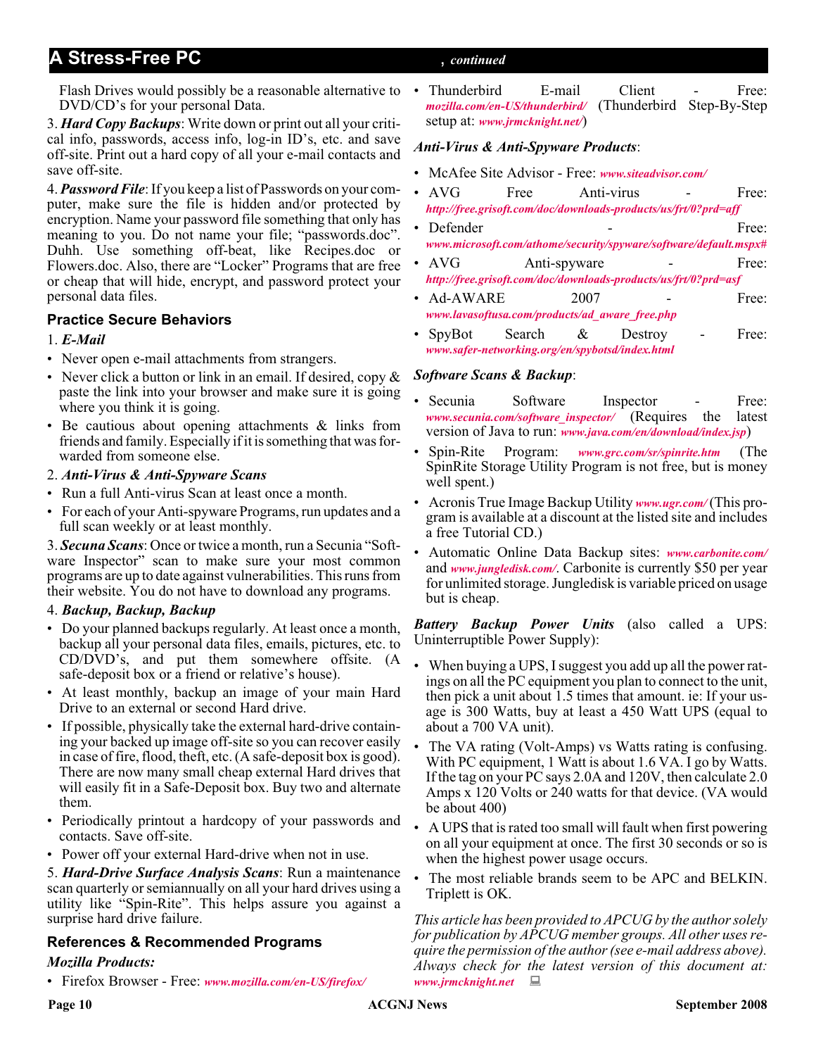Flash Drives would possibly be a reasonable alternative to DVD/CD's for your personal Data.

3. ***Hard Copy Backups***: Write down or print out all your critical info, passwords, access info, log-in ID's, etc. and save off-site. Print out a hard copy of all your e-mail contacts and save off-site.

4. ***Password File***: If you keep a list of Passwords on your computer, make sure the file is hidden and/or protected by encryption. Name your password file something that only has meaning to you. Do not name your file; "passwords.doc". Duhh. Use something off-beat, like Recipes.doc or Flowers.doc. Also, there are "Locker" Programs that are free or cheap that will hide, encrypt, and password protect your personal data files.

### Practice Secure Behaviors

1. ***E-Mail***

- Never open e-mail attachments from strangers.
- Never click a button or link in an email. If desired, copy & paste the link into your browser and make sure it is going where you think it is going.
- Be cautious about opening attachments & links from friends and family. Especially if it is something that was forwarded from someone else.

2. ***Anti-Virus & Anti-Spyware Scans***

- Run a full Anti-virus Scan at least once a month.
- For each of your Anti-spyware Programs, run updates and a full scan weekly or at least monthly.

3. ***Secuna Scans***: Once or twice a month, run a Secunia "Software Inspector" scan to make sure your most common programs are up to date against vulnerabilities. This runs from their website. You do not have to download any programs.

4. ***Backup, Backup, Backup***

- Do your planned backups regularly. At least once a month, backup all your personal data files, emails, pictures, etc. to CD/DVD's, and put them somewhere offsite. (A safe-deposit box or a friend or relative's house).
- At least monthly, backup an image of your main Hard Drive to an external or second Hard drive.
- If possible, physically take the external hard-drive containing your backed up image off-site so you can recover easily in case of fire, flood, theft, etc. (A safe-deposit box is good). There are now many small cheap external Hard drives that will easily fit in a Safe-Deposit box. Buy two and alternate them.
- Periodically printout a hardcopy of your passwords and contacts. Save off-site.
- Power off your external Hard-drive when not in use.

5. ***Hard-Drive Surface Analysis Scans***: Run a maintenance scan quarterly or semiannually on all your hard drives using a utility like "Spin-Rite". This helps assure you against a surprise hard drive failure.

### References & Recommended Programs

***Mozilla Products:***

- Firefox Browser - Free: *www.mozilla.com/en-US/firefox/*
- Thunderbird E-mail Client - Free: *mozilla.com/en-US/thunderbird/* (Thunderbird Step-By-Step setup at: *www.jrmcknight.net/*)

***Anti-Virus & Anti-Spyware Products***:

- McAfee Site Advisor - Free: *www.siteadvisor.com/*
- AVG Free Anti-virus - Free: *http://free.grisoft.com/doc/downloads-products/us/frt/0?prd=aff*
- Defender - Free: *www.microsoft.com/athome/security/spyware/software/default.mspx#*
- AVG Anti-spyware - Free: *http://free.grisoft.com/doc/downloads-products/us/frt/0?prd=asf*
- Ad-AWARE 2007 - Free: *www.lavasoftusa.com/products/ad_aware_free.php*
- SpyBot Search & Destroy - Free: *www.safer-networking.org/en/spybotsd/index.html*

***Software Scans & Backup***:

- Secunia Software Inspector - Free: *www.secunia.com/software_inspector/* (Requires the latest version of Java to run: *www.java.com/en/download/index.jsp*)
- Spin-Rite Program: *www.grc.com/sr/spinrite.htm* (The SpinRite Storage Utility Program is not free, but is money well spent.)
- Acronis True Image Backup Utility *www.ugr.com/* (This program is available at a discount at the listed site and includes a free Tutorial CD.)
- Automatic Online Data Backup sites: *www.carbonite.com/* and *www.jungledisk.com/*. Carbonite is currently $50 per year for unlimited storage. Jungledisk is variable priced on usage but is cheap.

***Battery Backup Power Units*** (also called a UPS: Uninterruptible Power Supply):

- When buying a UPS, I suggest you add up all the power ratings on all the PC equipment you plan to connect to the unit, then pick a unit about 1.5 times that amount. ie: If your usage is 300 Watts, buy at least a 450 Watt UPS (equal to about a 700 VA unit).
- The VA rating (Volt-Amps) vs Watts rating is confusing. With PC equipment, 1 Watt is about 1.6 VA. I go by Watts. If the tag on your PC says 2.0A and 120V, then calculate 2.0 Amps x 120 Volts or 240 watts for that device. (VA would be about 400)
- A UPS that is rated too small will fault when first powering on all your equipment at once. The first 30 seconds or so is when the highest power usage occurs.
- The most reliable brands seem to be APC and BELKIN. Triplett is OK.

*This article has been provided to APCUG by the author solely for publication by APCUG member groups. All other uses require the permission of the author (see e-mail address above). Always check for the latest version of this document at: www.jrmcknight.net*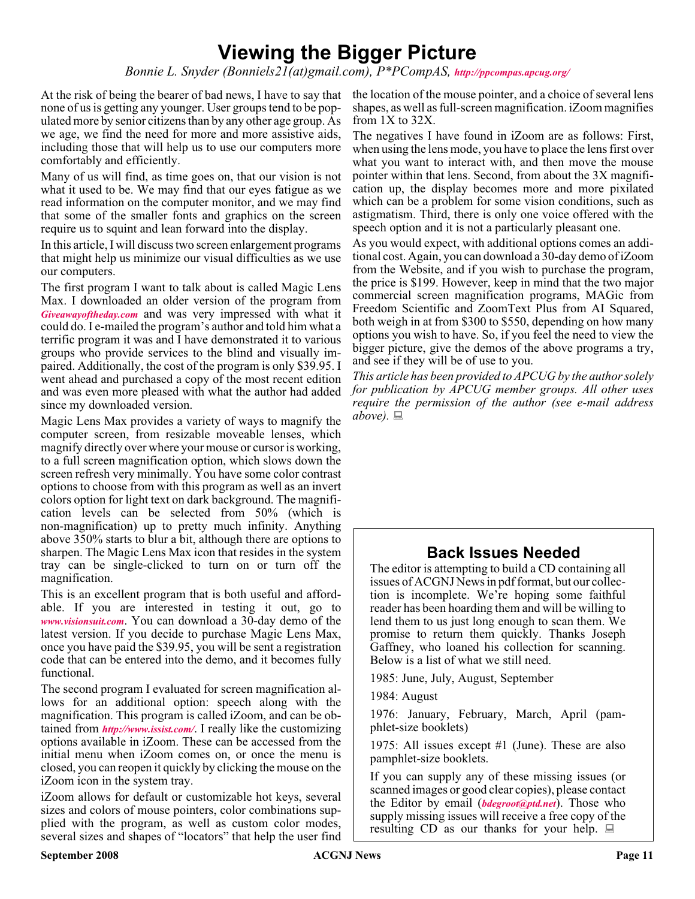# Viewing the Bigger Picture

*Bonnie L. Snyder (Bonniels21(at)gmail.com), P*PCompAS, http://ppcompas.apcug.org/*

At the risk of being the bearer of bad news, I have to say that none of us is getting any younger. User groups tend to be populated more by senior citizens than by any other age group. As we age, we find the need for more and more assistive aids, including those that will help us to use our computers more comfortably and efficiently.

Many of us will find, as time goes on, that our vision is not what it used to be. We may find that our eyes fatigue as we read information on the computer monitor, and we may find that some of the smaller fonts and graphics on the screen require us to squint and lean forward into the display.

In this article, I will discuss two screen enlargement programs that might help us minimize our visual difficulties as we use our computers.

The first program I want to talk about is called Magic Lens Max. I downloaded an older version of the program from *Giveawayoftheday.com* and was very impressed with what it could do. I e-mailed the program's author and told him what a terrific program it was and I have demonstrated it to various groups who provide services to the blind and visually impaired. Additionally, the cost of the program is only $39.95. I went ahead and purchased a copy of the most recent edition and was even more pleased with what the author had added since my downloaded version.

Magic Lens Max provides a variety of ways to magnify the computer screen, from resizable moveable lenses, which magnify directly over where your mouse or cursor is working, to a full screen magnification option, which slows down the screen refresh very minimally. You have some color contrast options to choose from with this program as well as an invert colors option for light text on dark background. The magnification levels can be selected from 50% (which is non-magnification) up to pretty much infinity. Anything above 350% starts to blur a bit, although there are options to sharpen. The Magic Lens Max icon that resides in the system tray can be single-clicked to turn on or turn off the magnification.

This is an excellent program that is both useful and affordable. If you are interested in testing it out, go to *www.visionsuit.com*. You can download a 30-day demo of the latest version. If you decide to purchase Magic Lens Max, once you have paid the $39.95, you will be sent a registration code that can be entered into the demo, and it becomes fully functional.

The second program I evaluated for screen magnification allows for an additional option: speech along with the magnification. This program is called iZoom, and can be obtained from *http://www.issist.com/*. I really like the customizing options available in iZoom. These can be accessed from the initial menu when iZoom comes on, or once the menu is closed, you can reopen it quickly by clicking the mouse on the iZoom icon in the system tray.

iZoom allows for default or customizable hot keys, several sizes and colors of mouse pointers, color combinations supplied with the program, as well as custom color modes, several sizes and shapes of "locators" that help the user find the location of the mouse pointer, and a choice of several lens shapes, as well as full-screen magnification. iZoom magnifies from 1X to 32X.

The negatives I have found in iZoom are as follows: First, when using the lens mode, you have to place the lens first over what you want to interact with, and then move the mouse pointer within that lens. Second, from about the 3X magnification up, the display becomes more and more pixilated which can be a problem for some vision conditions, such as astigmatism. Third, there is only one voice offered with the speech option and it is not a particularly pleasant one.

As you would expect, with additional options comes an additional cost. Again, you can download a 30-day demo of iZoom from the Website, and if you wish to purchase the program, the price is $199. However, keep in mind that the two major commercial screen magnification programs, MAGic from Freedom Scientific and ZoomText Plus from AI Squared, both weigh in at from $300 to $550, depending on how many options you wish to have. So, if you feel the need to view the bigger picture, give the demos of the above programs a try, and see if they will be of use to you.

*This article has been provided to APCUG by the author solely for publication by APCUG member groups. All other uses require the permission of the author (see e-mail address above).*

## Back Issues Needed

The editor is attempting to build a CD containing all issues of ACGNJ News in pdf format, but our collection is incomplete. We're hoping some faithful reader has been hoarding them and will be willing to lend them to us just long enough to scan them. We promise to return them quickly. Thanks Joseph Gaffney, who loaned his collection for scanning. Below is a list of what we still need.

1985: June, July, August, September

1984: August

1976: January, February, March, April (pamphlet-size booklets)

1975: All issues except #1 (June). These are also pamphlet-size booklets.

If you can supply any of these missing issues (or scanned images or good clear copies), please contact the Editor by email (*bdegroot@ptd.net*). Those who supply missing issues will receive a free copy of the resulting CD as our thanks for your help.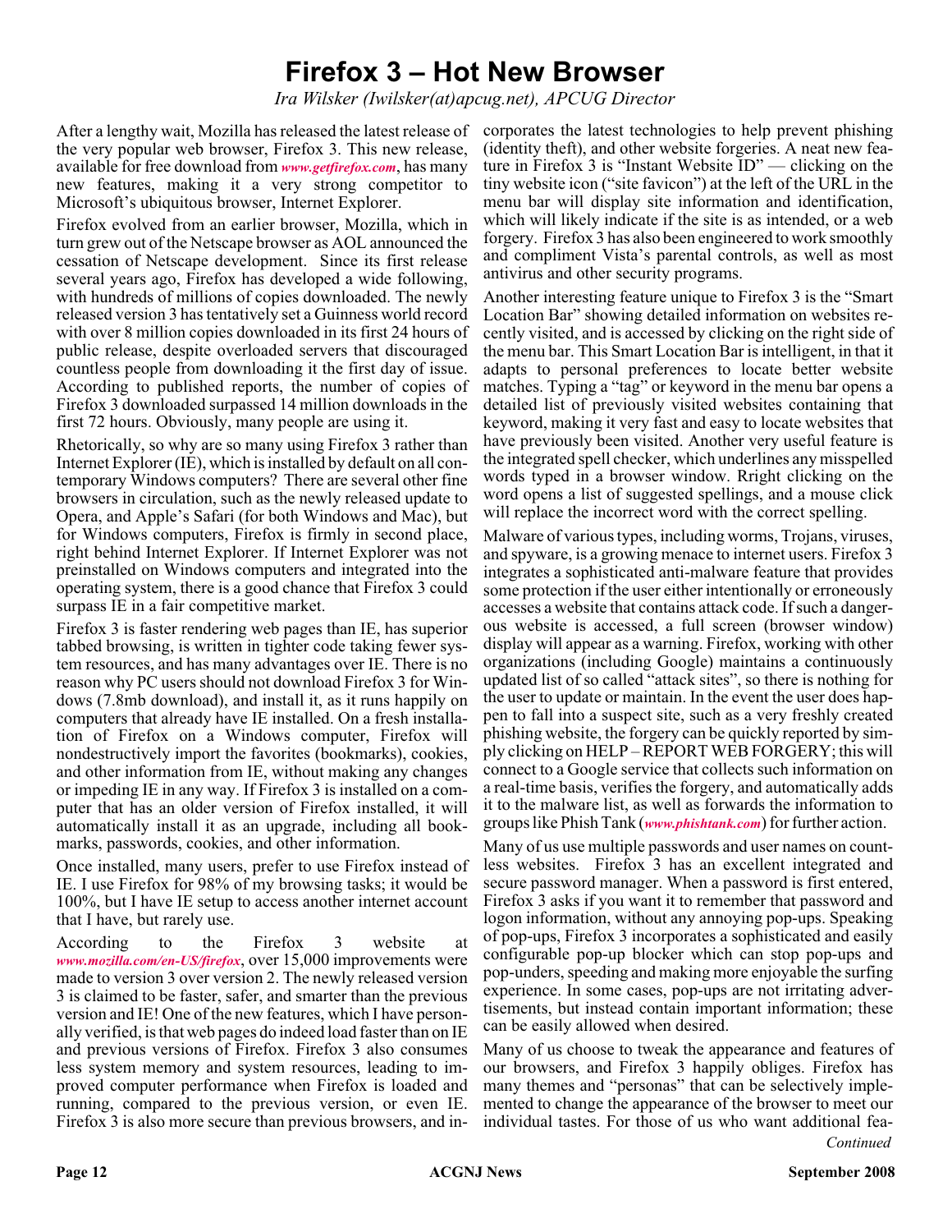# Firefox 3 – Hot New Browser

*Ira Wilsker (Iwilsker(at)apcug.net), APCUG Director*

After a lengthy wait, Mozilla has released the latest release of the very popular web browser, Firefox 3. This new release, available for free download from ***www.getfirefox.com***, has many new features, making it a very strong competitor to Microsoft's ubiquitous browser, Internet Explorer.

Firefox evolved from an earlier browser, Mozilla, which in turn grew out of the Netscape browser as AOL announced the cessation of Netscape development. Since its first release several years ago, Firefox has developed a wide following, with hundreds of millions of copies downloaded. The newly released version 3 has tentatively set a Guinness world record with over 8 million copies downloaded in its first 24 hours of public release, despite overloaded servers that discouraged countless people from downloading it the first day of issue. According to published reports, the number of copies of Firefox 3 downloaded surpassed 14 million downloads in the first 72 hours. Obviously, many people are using it.

Rhetorically, so why are so many using Firefox 3 rather than Internet Explorer (IE), which is installed by default on all contemporary Windows computers? There are several other fine browsers in circulation, such as the newly released update to Opera, and Apple's Safari (for both Windows and Mac), but for Windows computers, Firefox is firmly in second place, right behind Internet Explorer. If Internet Explorer was not preinstalled on Windows computers and integrated into the operating system, there is a good chance that Firefox 3 could surpass IE in a fair competitive market.

Firefox 3 is faster rendering web pages than IE, has superior tabbed browsing, is written in tighter code taking fewer system resources, and has many advantages over IE. There is no reason why PC users should not download Firefox 3 for Windows (7.8mb download), and install it, as it runs happily on computers that already have IE installed. On a fresh installation of Firefox on a Windows computer, Firefox will nondestructively import the favorites (bookmarks), cookies, and other information from IE, without making any changes or impeding IE in any way. If Firefox 3 is installed on a computer that has an older version of Firefox installed, it will automatically install it as an upgrade, including all bookmarks, passwords, cookies, and other information.

Once installed, many users, prefer to use Firefox instead of IE. I use Firefox for 98% of my browsing tasks; it would be 100%, but I have IE setup to access another internet account that I have, but rarely use.

According to the Firefox 3 website at ***www.mozilla.com/en-US/firefox***, over 15,000 improvements were made to version 3 over version 2. The newly released version 3 is claimed to be faster, safer, and smarter than the previous version and IE! One of the new features, which I have personally verified, is that web pages do indeed load faster than on IE and previous versions of Firefox. Firefox 3 also consumes less system memory and system resources, leading to improved computer performance when Firefox is loaded and running, compared to the previous version, or even IE. Firefox 3 is also more secure than previous browsers, and incorporates the latest technologies to help prevent phishing (identity theft), and other website forgeries. A neat new feature in Firefox 3 is "Instant Website ID" — clicking on the tiny website icon ("site favicon") at the left of the URL in the menu bar will display site information and identification, which will likely indicate if the site is as intended, or a web forgery. Firefox 3 has also been engineered to work smoothly and compliment Vista's parental controls, as well as most antivirus and other security programs.

Another interesting feature unique to Firefox 3 is the "Smart Location Bar" showing detailed information on websites recently visited, and is accessed by clicking on the right side of the menu bar. This Smart Location Bar is intelligent, in that it adapts to personal preferences to locate better website matches. Typing a "tag" or keyword in the menu bar opens a detailed list of previously visited websites containing that keyword, making it very fast and easy to locate websites that have previously been visited. Another very useful feature is the integrated spell checker, which underlines any misspelled words typed in a browser window. Rright clicking on the word opens a list of suggested spellings, and a mouse click will replace the incorrect word with the correct spelling.

Malware of various types, including worms, Trojans, viruses, and spyware, is a growing menace to internet users. Firefox 3 integrates a sophisticated anti-malware feature that provides some protection if the user either intentionally or erroneously accesses a website that contains attack code. If such a dangerous website is accessed, a full screen (browser window) display will appear as a warning. Firefox, working with other organizations (including Google) maintains a continuously updated list of so called "attack sites", so there is nothing for the user to update or maintain. In the event the user does happen to fall into a suspect site, such as a very freshly created phishing website, the forgery can be quickly reported by simply clicking on HELP – REPORT WEB FORGERY; this will connect to a Google service that collects such information on a real-time basis, verifies the forgery, and automatically adds it to the malware list, as well as forwards the information to groups like Phish Tank (***www.phishtank.com***) for further action.

Many of us use multiple passwords and user names on countless websites. Firefox 3 has an excellent integrated and secure password manager. When a password is first entered, Firefox 3 asks if you want it to remember that password and logon information, without any annoying pop-ups. Speaking of pop-ups, Firefox 3 incorporates a sophisticated and easily configurable pop-up blocker which can stop pop-ups and pop-unders, speeding and making more enjoyable the surfing experience. In some cases, pop-ups are not irritating advertisements, but instead contain important information; these can be easily allowed when desired.

Many of us choose to tweak the appearance and features of our browsers, and Firefox 3 happily obliges. Firefox has many themes and "personas" that can be selectively implemented to change the appearance of the browser to meet our individual tastes. For those of us who want additional fea-

*Continued*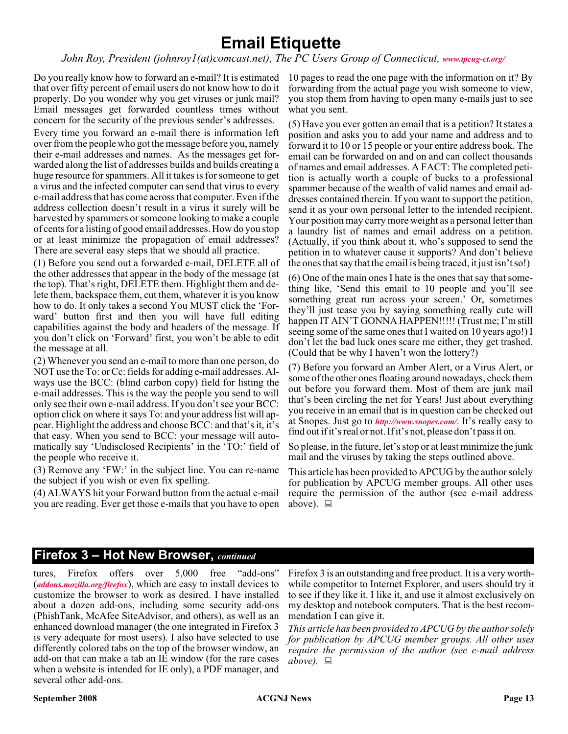# Email Etiquette

*John Roy, President (johnroy1(at)comcast.net), The PC Users Group of Connecticut, www.tpcug-ct.org/*

Do you really know how to forward an e-mail? It is estimated that over fifty percent of email users do not know how to do it properly. Do you wonder why you get viruses or junk mail? Email messages get forwarded countless times without concern for the security of the previous sender's addresses.

Every time you forward an e-mail there is information left over from the people who got the message before you, namely their e-mail addresses and names. As the messages get forwarded along the list of addresses builds and builds creating a huge resource for spammers. All it takes is for someone to get a virus and the infected computer can send that virus to every e-mail address that has come across that computer. Even if the address collection doesn't result in a virus it surely will be harvested by spammers or someone looking to make a couple of cents for a listing of good email addresses. How do you stop or at least minimize the propagation of email addresses? There are several easy steps that we should all practice.

(1) Before you send out a forwarded e-mail, DELETE all of the other addresses that appear in the body of the message (at the top). That's right, DELETE them. Highlight them and delete them, backspace them, cut them, whatever it is you know how to do. It only takes a second You MUST click the 'Forward' button first and then you will have full editing capabilities against the body and headers of the message. If you don't click on 'Forward' first, you won't be able to edit the message at all.

(2) Whenever you send an e-mail to more than one person, do NOT use the To: or Cc: fields for adding e-mail addresses. Always use the BCC: (blind carbon copy) field for listing the e-mail addresses. This is the way the people you send to will only see their own e-mail address. If you don't see your BCC: option click on where it says To: and your address list will appear. Highlight the address and choose BCC: and that's it, it's that easy. When you send to BCC: your message will automatically say 'Undisclosed Recipients' in the 'TO:' field of the people who receive it.

(3) Remove any 'FW:' in the subject line. You can re-name the subject if you wish or even fix spelling.

(4) ALWAYS hit your Forward button from the actual e-mail you are reading. Ever get those e-mails that you have to open 10 pages to read the one page with the information on it? By forwarding from the actual page you wish someone to view, you stop them from having to open many e-mails just to see what you sent.

(5) Have you ever gotten an email that is a petition? It states a position and asks you to add your name and address and to forward it to 10 or 15 people or your entire address book. The email can be forwarded on and on and can collect thousands of names and email addresses. A FACT: The completed petition is actually worth a couple of bucks to a professional spammer because of the wealth of valid names and email addresses contained therein. If you want to support the petition, send it as your own personal letter to the intended recipient. Your position may carry more weight as a personal letter than a laundry list of names and email address on a petition. (Actually, if you think about it, who's supposed to send the petition in to whatever cause it supports? And don't believe the ones that say that the email is being traced, it just isn't so!)

(6) One of the main ones I hate is the ones that say that something like, 'Send this email to 10 people and you'll see something great run across your screen.' Or, sometimes they'll just tease you by saying something really cute will happen IT AIN'T GONNA HAPPEN!!!!! (Trust me; I'm still seeing some of the same ones that I waited on 10 years ago!) I don't let the bad luck ones scare me either, they get trashed. (Could that be why I haven't won the lottery?)

(7) Before you forward an Amber Alert, or a Virus Alert, or some of the other ones floating around nowadays, check them out before you forward them. Most of them are junk mail that's been circling the net for Years! Just about everything you receive in an email that is in question can be checked out at Snopes. Just go to *http://www.snopes.com/*. It's really easy to find out if it's real or not. If it's not, please don't pass it on.

So please, in the future, let's stop or at least minimize the junk mail and the viruses by taking the steps outlined above.

This article has been provided to APCUG by the author solely for publication by APCUG member groups. All other uses require the permission of the author (see e-mail address above).

## Firefox 3 – Hot New Browser, *continued*

tures, Firefox offers over 5,000 free "add-ons" (*addons.mozilla.org/firefox*), which are easy to install devices to customize the browser to work as desired. I have installed about a dozen add-ons, including some security add-ons (PhishTank, McAfee SiteAdvisor, and others), as well as an enhanced download manager (the one integrated in Firefox 3 is very adequate for most users). I also have selected to use differently colored tabs on the top of the browser window, an add-on that can make a tab an IE window (for the rare cases when a website is intended for IE only), a PDF manager, and several other add-ons.

Firefox 3 is an outstanding and free product. It is a very worthwhile competitor to Internet Explorer, and users should try it to see if they like it. I like it, and use it almost exclusively on my desktop and notebook computers. That is the best recommendation I can give it.

*This article has been provided to APCUG by the author solely for publication by APCUG member groups. All other uses require the permission of the author (see e-mail address above).*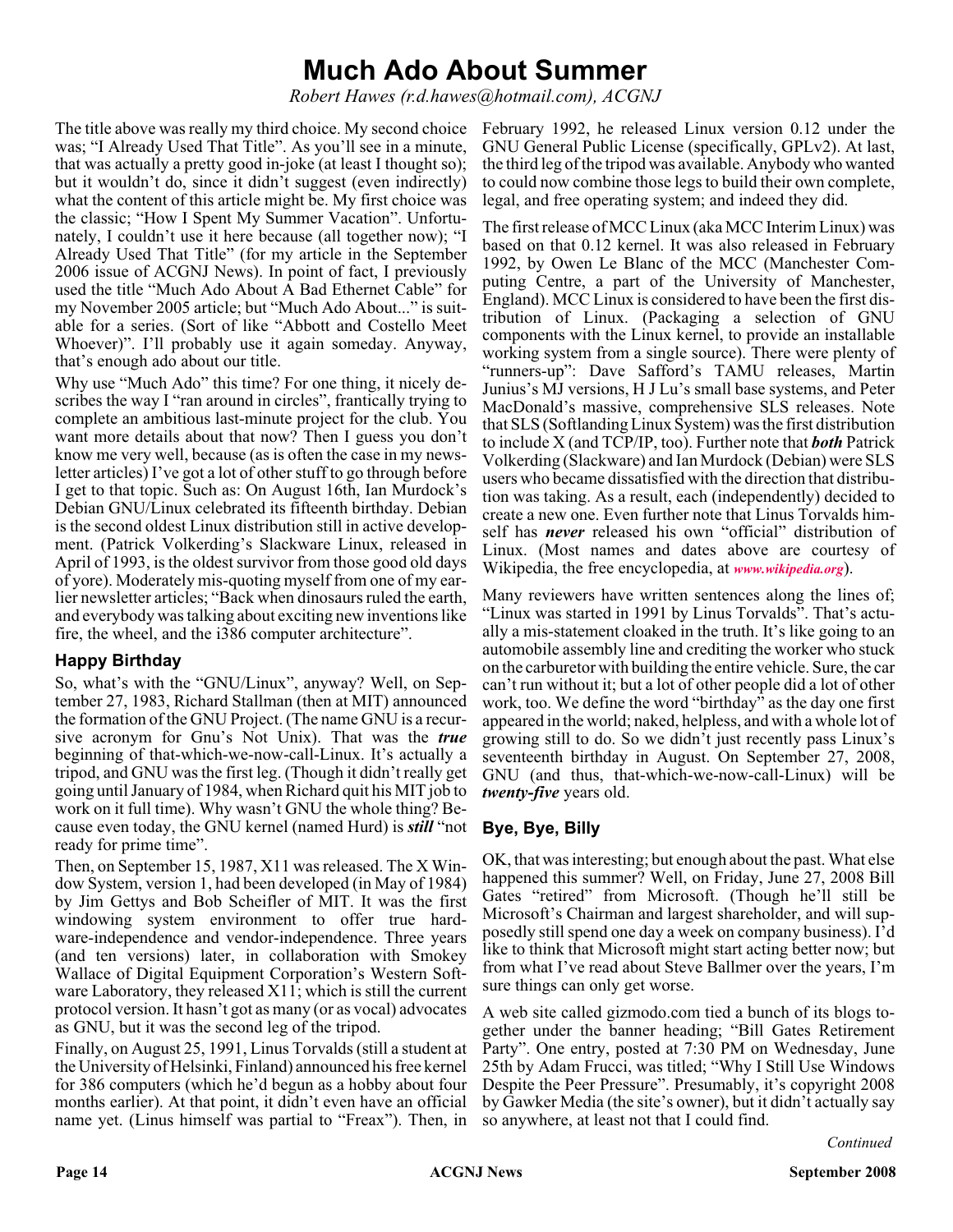# Much Ado About Summer

*Robert Hawes (r.d.hawes@hotmail.com), ACGNJ*

The title above was really my third choice. My second choice was; "I Already Used That Title". As you'll see in a minute, that was actually a pretty good in-joke (at least I thought so); but it wouldn't do, since it didn't suggest (even indirectly) what the content of this article might be. My first choice was the classic; "How I Spent My Summer Vacation". Unfortunately, I couldn't use it here because (all together now); "I Already Used That Title" (for my article in the September 2006 issue of ACGNJ News). In point of fact, I previously used the title "Much Ado About A Bad Ethernet Cable" for my November 2005 article; but "Much Ado About..." is suitable for a series. (Sort of like "Abbott and Costello Meet Whoever)". I'll probably use it again someday. Anyway, that's enough ado about our title.

Why use "Much Ado" this time? For one thing, it nicely describes the way I "ran around in circles", frantically trying to complete an ambitious last-minute project for the club. You want more details about that now? Then I guess you don't know me very well, because (as is often the case in my newsletter articles) I've got a lot of other stuff to go through before I get to that topic. Such as: On August 16th, Ian Murdock's Debian GNU/Linux celebrated its fifteenth birthday. Debian is the second oldest Linux distribution still in active development. (Patrick Volkerding's Slackware Linux, released in April of 1993, is the oldest survivor from those good old days of yore). Moderately mis-quoting myself from one of my earlier newsletter articles; "Back when dinosaurs ruled the earth, and everybody was talking about exciting new inventions like fire, the wheel, and the i386 computer architecture".

## Happy Birthday

So, what's with the "GNU/Linux", anyway? Well, on September 27, 1983, Richard Stallman (then at MIT) announced the formation of the GNU Project. (The name GNU is a recursive acronym for Gnu's Not Unix). That was the ***true*** beginning of that-which-we-now-call-Linux. It's actually a tripod, and GNU was the first leg. (Though it didn't really get going until January of 1984, when Richard quit his MIT job to work on it full time). Why wasn't GNU the whole thing? Because even today, the GNU kernel (named Hurd) is ***still*** "not ready for prime time".

Then, on September 15, 1987, X11 was released. The X Window System, version 1, had been developed (in May of 1984) by Jim Gettys and Bob Scheifler of MIT. It was the first windowing system environment to offer true hardware-independence and vendor-independence. Three years (and ten versions) later, in collaboration with Smokey Wallace of Digital Equipment Corporation's Western Software Laboratory, they released X11; which is still the current protocol version. It hasn't got as many (or as vocal) advocates as GNU, but it was the second leg of the tripod.

Finally, on August 25, 1991, Linus Torvalds (still a student at the University of Helsinki, Finland) announced his free kernel for 386 computers (which he'd begun as a hobby about four months earlier). At that point, it didn't even have an official name yet. (Linus himself was partial to "Freax"). Then, in February 1992, he released Linux version 0.12 under the GNU General Public License (specifically, GPLv2). At last, the third leg of the tripod was available. Anybody who wanted to could now combine those legs to build their own complete, legal, and free operating system; and indeed they did.

The first release of MCC Linux (aka MCC Interim Linux) was based on that 0.12 kernel. It was also released in February 1992, by Owen Le Blanc of the MCC (Manchester Computing Centre, a part of the University of Manchester, England). MCC Linux is considered to have been the first distribution of Linux. (Packaging a selection of GNU components with the Linux kernel, to provide an installable working system from a single source). There were plenty of "runners-up": Dave Safford's TAMU releases, Martin Junius's MJ versions, H J Lu's small base systems, and Peter MacDonald's massive, comprehensive SLS releases. Note that SLS (Softlanding Linux System) was the first distribution to include X (and TCP/IP, too). Further note that ***both*** Patrick Volkerding (Slackware) and Ian Murdock (Debian) were SLS users who became dissatisfied with the direction that distribution was taking. As a result, each (independently) decided to create a new one. Even further note that Linus Torvalds himself has ***never*** released his own "official" distribution of Linux. (Most names and dates above are courtesy of Wikipedia, the free encyclopedia, at ***www.wikipedia.org***).

Many reviewers have written sentences along the lines of; "Linux was started in 1991 by Linus Torvalds". That's actually a mis-statement cloaked in the truth. It's like going to an automobile assembly line and crediting the worker who stuck on the carburetor with building the entire vehicle. Sure, the car can't run without it; but a lot of other people did a lot of other work, too. We define the word "birthday" as the day one first appeared in the world; naked, helpless, and with a whole lot of growing still to do. So we didn't just recently pass Linux's seventeenth birthday in August. On September 27, 2008, GNU (and thus, that-which-we-now-call-Linux) will be ***twenty-five*** years old.

## Bye, Bye, Billy

OK, that was interesting; but enough about the past. What else happened this summer? Well, on Friday, June 27, 2008 Bill Gates "retired" from Microsoft. (Though he'll still be Microsoft's Chairman and largest shareholder, and will supposedly still spend one day a week on company business). I'd like to think that Microsoft might start acting better now; but from what I've read about Steve Ballmer over the years, I'm sure things can only get worse.

A web site called gizmodo.com tied a bunch of its blogs together under the banner heading; "Bill Gates Retirement Party". One entry, posted at 7:30 PM on Wednesday, June 25th by Adam Frucci, was titled; "Why I Still Use Windows Despite the Peer Pressure". Presumably, it's copyright 2008 by Gawker Media (the site's owner), but it didn't actually say so anywhere, at least not that I could find.

*Continued*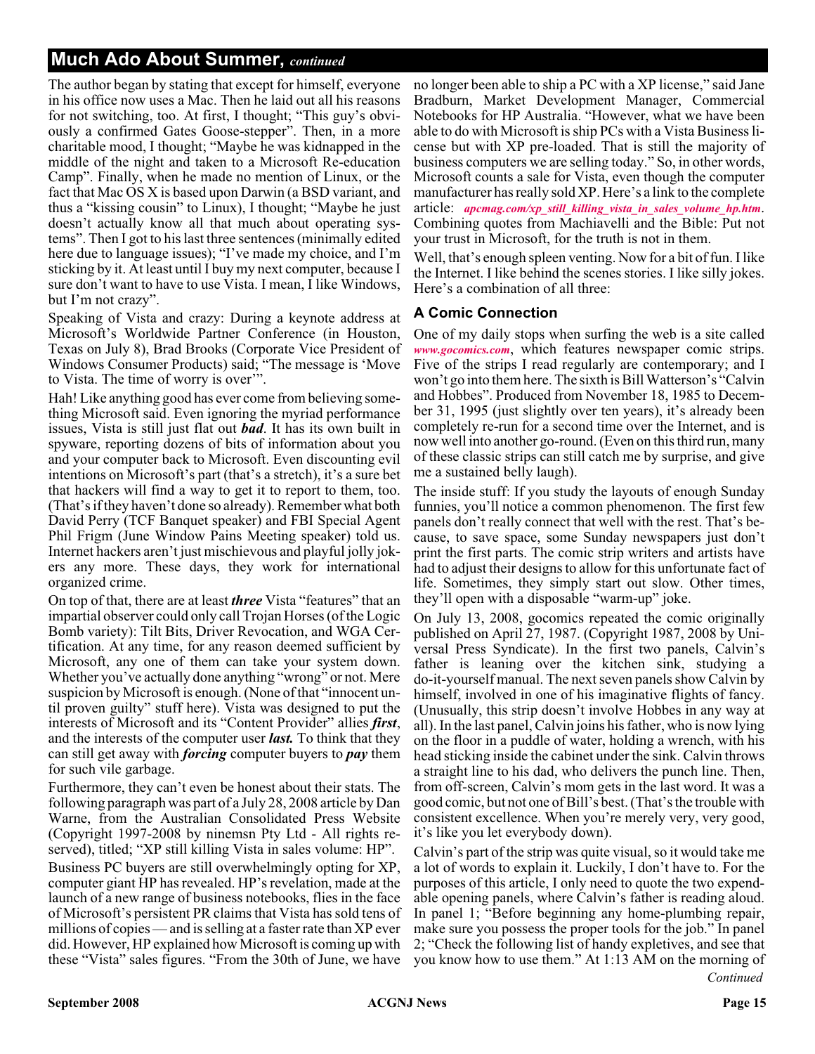## Much Ado About Summer, *continued*

The author began by stating that except for himself, everyone in his office now uses a Mac. Then he laid out all his reasons for not switching, too. At first, I thought; "This guy's obviously a confirmed Gates Goose-stepper". Then, in a more charitable mood, I thought; "Maybe he was kidnapped in the middle of the night and taken to a Microsoft Re-education Camp". Finally, when he made no mention of Linux, or the fact that Mac OS X is based upon Darwin (a BSD variant, and thus a "kissing cousin" to Linux), I thought; "Maybe he just doesn't actually know all that much about operating systems". Then I got to his last three sentences (minimally edited here due to language issues); "I've made my choice, and I'm sticking by it. At least until I buy my next computer, because I sure don't want to have to use Vista. I mean, I like Windows, but I'm not crazy".

Speaking of Vista and crazy: During a keynote address at Microsoft's Worldwide Partner Conference (in Houston, Texas on July 8), Brad Brooks (Corporate Vice President of Windows Consumer Products) said; "The message is 'Move to Vista. The time of worry is over'".

Hah! Like anything good has ever come from believing something Microsoft said. Even ignoring the myriad performance issues, Vista is still just flat out ***bad***. It has its own built in spyware, reporting dozens of bits of information about you and your computer back to Microsoft. Even discounting evil intentions on Microsoft's part (that's a stretch), it's a sure bet that hackers will find a way to get it to report to them, too. (That's if they haven't done so already). Remember what both David Perry (TCF Banquet speaker) and FBI Special Agent Phil Frigm (June Window Pains Meeting speaker) told us. Internet hackers aren't just mischievous and playful jolly jokers any more. These days, they work for international organized crime.

On top of that, there are at least ***three*** Vista "features" that an impartial observer could only call Trojan Horses (of the Logic Bomb variety): Tilt Bits, Driver Revocation, and WGA Certification. At any time, for any reason deemed sufficient by Microsoft, any one of them can take your system down. Whether you've actually done anything "wrong" or not. Mere suspicion by Microsoft is enough. (None of that "innocent until proven guilty" stuff here). Vista was designed to put the interests of Microsoft and its "Content Provider" allies ***first***, and the interests of the computer user ***last.*** To think that they can still get away with ***forcing*** computer buyers to ***pay*** them for such vile garbage.

Furthermore, they can't even be honest about their stats. The following paragraph was part of a July 28, 2008 article by Dan Warne, from the Australian Consolidated Press Website (Copyright 1997-2008 by ninemsn Pty Ltd - All rights reserved), titled; "XP still killing Vista in sales volume: HP".

Business PC buyers are still overwhelmingly opting for XP, computer giant HP has revealed. HP's revelation, made at the launch of a new range of business notebooks, flies in the face of Microsoft's persistent PR claims that Vista has sold tens of millions of copies — and is selling at a faster rate than XP ever did. However, HP explained how Microsoft is coming up with these "Vista" sales figures. "From the 30th of June, we have no longer been able to ship a PC with a XP license," said Jane Bradburn, Market Development Manager, Commercial Notebooks for HP Australia. "However, what we have been able to do with Microsoft is ship PCs with a Vista Business license but with XP pre-loaded. That is still the majority of business computers we are selling today." So, in other words, Microsoft counts a sale for Vista, even though the computer manufacturer has really sold XP. Here's a link to the complete article: ***apcmag.com/xp_still_killing_vista_in_sales_volume_hp.htm***. Combining quotes from Machiavelli and the Bible: Put not your trust in Microsoft, for the truth is not in them.

Well, that's enough spleen venting. Now for a bit of fun. I like the Internet. I like behind the scenes stories. I like silly jokes. Here's a combination of all three:

### A Comic Connection

One of my daily stops when surfing the web is a site called ***www.gocomics.com***, which features newspaper comic strips. Five of the strips I read regularly are contemporary; and I won't go into them here. The sixth is Bill Watterson's "Calvin and Hobbes". Produced from November 18, 1985 to December 31, 1995 (just slightly over ten years), it's already been completely re-run for a second time over the Internet, and is now well into another go-round. (Even on this third run, many of these classic strips can still catch me by surprise, and give me a sustained belly laugh).

The inside stuff: If you study the layouts of enough Sunday funnies, you'll notice a common phenomenon. The first few panels don't really connect that well with the rest. That's because, to save space, some Sunday newspapers just don't print the first parts. The comic strip writers and artists have had to adjust their designs to allow for this unfortunate fact of life. Sometimes, they simply start out slow. Other times, they'll open with a disposable "warm-up" joke.

On July 13, 2008, gocomics repeated the comic originally published on April 27, 1987. (Copyright 1987, 2008 by Universal Press Syndicate). In the first two panels, Calvin's father is leaning over the kitchen sink, studying a do-it-yourself manual. The next seven panels show Calvin by himself, involved in one of his imaginative flights of fancy. (Unusually, this strip doesn't involve Hobbes in any way at all). In the last panel, Calvin joins his father, who is now lying on the floor in a puddle of water, holding a wrench, with his head sticking inside the cabinet under the sink. Calvin throws a straight line to his dad, who delivers the punch line. Then, from off-screen, Calvin's mom gets in the last word. It was a good comic, but not one of Bill's best. (That's the trouble with consistent excellence. When you're merely very, very good, it's like you let everybody down).

Calvin's part of the strip was quite visual, so it would take me a lot of words to explain it. Luckily, I don't have to. For the purposes of this article, I only need to quote the two expendable opening panels, where Calvin's father is reading aloud. In panel 1; "Before beginning any home-plumbing repair, make sure you possess the proper tools for the job." In panel 2; "Check the following list of handy expletives, and see that you know how to use them." At 1:13 AM on the morning of

*Continued*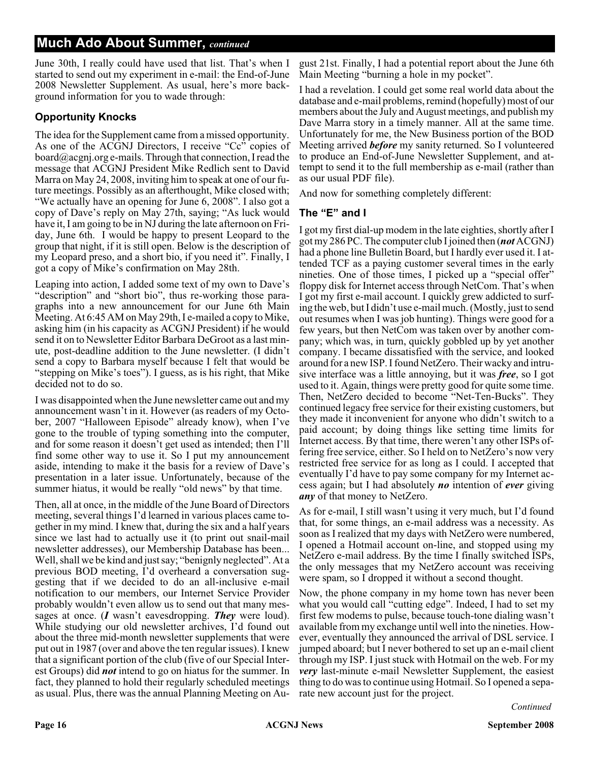## Much Ado About Summer, *continued*

June 30th, I really could have used that list. That's when I started to send out my experiment in e-mail: the End-of-June 2008 Newsletter Supplement. As usual, here's more background information for you to wade through:

### Opportunity Knocks

The idea for the Supplement came from a missed opportunity. As one of the ACGNJ Directors, I receive "Cc" copies of board@acgnj.org e-mails. Through that connection, I read the message that ACGNJ President Mike Redlich sent to David Marra on May 24, 2008, inviting him to speak at one of our future meetings. Possibly as an afterthought, Mike closed with; "We actually have an opening for June 6, 2008". I also got a copy of Dave's reply on May 27th, saying; "As luck would have it, I am going to be in NJ during the late afternoon on Friday, June 6th. I would be happy to present Leopard to the group that night, if it is still open. Below is the description of my Leopard preso, and a short bio, if you need it". Finally, I got a copy of Mike's confirmation on May 28th.

Leaping into action, I added some text of my own to Dave's "description" and "short bio", thus re-working those paragraphs into a new announcement for our June 6th Main Meeting. At 6:45 AM on May 29th, I e-mailed a copy to Mike, asking him (in his capacity as ACGNJ President) if he would send it on to Newsletter Editor Barbara DeGroot as a last minute, post-deadline addition to the June newsletter. (I didn't send a copy to Barbara myself because I felt that would be "stepping on Mike's toes"). I guess, as is his right, that Mike decided not to do so.

I was disappointed when the June newsletter came out and my announcement wasn't in it. However (as readers of my October, 2007 "Halloween Episode" already know), when I've gone to the trouble of typing something into the computer, and for some reason it doesn't get used as intended; then I'll find some other way to use it. So I put my announcement aside, intending to make it the basis for a review of Dave's presentation in a later issue. Unfortunately, because of the summer hiatus, it would be really "old news" by that time.

Then, all at once, in the middle of the June Board of Directors meeting, several things I'd learned in various places came together in my mind. I knew that, during the six and a half years since we last had to actually use it (to print out snail-mail newsletter addresses), our Membership Database has been... Well, shall we be kind and just say; "benignly neglected". At a previous BOD meeting, I'd overheard a conversation suggesting that if we decided to do an all-inclusive e-mail notification to our members, our Internet Service Provider probably wouldn't even allow us to send out that many messages at once. (***I*** wasn't eavesdropping. ***They*** were loud). While studying our old newsletter archives, I'd found out about the three mid-month newsletter supplements that were put out in 1987 (over and above the ten regular issues). I knew that a significant portion of the club (five of our Special Interest Groups) did ***not*** intend to go on hiatus for the summer. In fact, they planned to hold their regularly scheduled meetings as usual. Plus, there was the annual Planning Meeting on August 21st. Finally, I had a potential report about the June 6th Main Meeting "burning a hole in my pocket".

I had a revelation. I could get some real world data about the database and e-mail problems, remind (hopefully) most of our members about the July and August meetings, and publish my Dave Marra story in a timely manner. All at the same time. Unfortunately for me, the New Business portion of the BOD Meeting arrived ***before*** my sanity returned. So I volunteered to produce an End-of-June Newsletter Supplement, and attempt to send it to the full membership as e-mail (rather than as our usual PDF file).

And now for something completely different:

### The "E" and I

I got my first dial-up modem in the late eighties, shortly after I got my 286 PC. The computer club I joined then (***not*** ACGNJ) had a phone line Bulletin Board, but I hardly ever used it. I attended TCF as a paying customer several times in the early nineties. One of those times, I picked up a "special offer" floppy disk for Internet access through NetCom. That's when I got my first e-mail account. I quickly grew addicted to surfing the web, but I didn't use e-mail much. (Mostly, just to send out resumes when I was job hunting). Things were good for a few years, but then NetCom was taken over by another company; which was, in turn, quickly gobbled up by yet another company. I became dissatisfied with the service, and looked around for a new ISP. I found NetZero. Their wacky and intrusive interface was a little annoying, but it was ***free***, so I got used to it. Again, things were pretty good for quite some time. Then, NetZero decided to become "Net-Ten-Bucks". They continued legacy free service for their existing customers, but they made it inconvenient for anyone who didn't switch to a paid account; by doing things like setting time limits for Internet access. By that time, there weren't any other ISPs offering free service, either. So I held on to NetZero's now very restricted free service for as long as I could. I accepted that eventually I'd have to pay some company for my Internet access again; but I had absolutely ***no*** intention of ***ever*** giving ***any*** of that money to NetZero.

As for e-mail, I still wasn't using it very much, but I'd found that, for some things, an e-mail address was a necessity. As soon as I realized that my days with NetZero were numbered, I opened a Hotmail account on-line, and stopped using my NetZero e-mail address. By the time I finally switched ISPs, the only messages that my NetZero account was receiving were spam, so I dropped it without a second thought.

Now, the phone company in my home town has never been what you would call "cutting edge". Indeed, I had to set my first few modems to pulse, because touch-tone dialing wasn't available from my exchange until well into the nineties. However, eventually they announced the arrival of DSL service. I jumped aboard; but I never bothered to set up an e-mail client through my ISP. I just stuck with Hotmail on the web. For my ***very*** last-minute e-mail Newsletter Supplement, the easiest thing to do was to continue using Hotmail. So I opened a separate new account just for the project.

*Continued*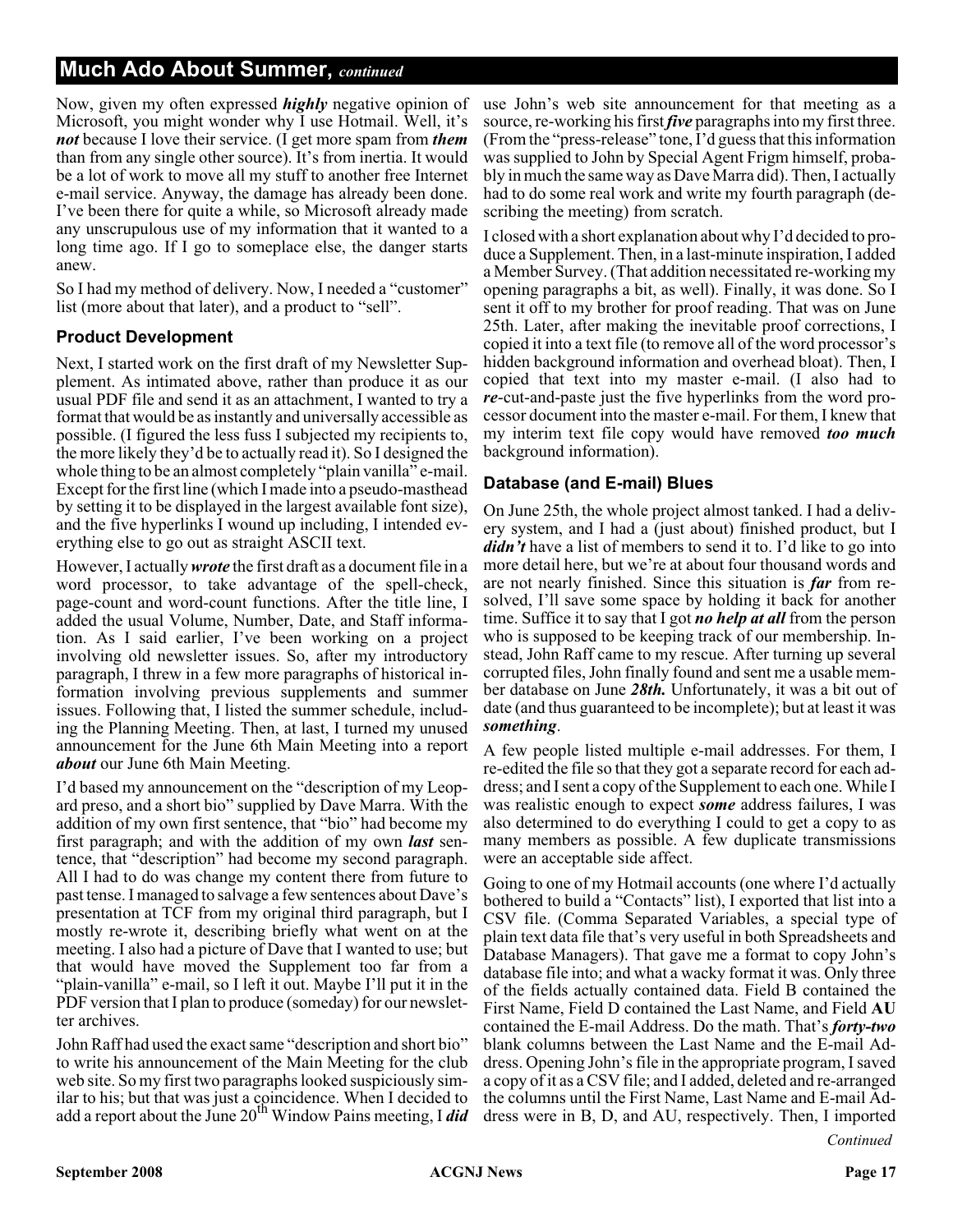## Much Ado About Summer, *continued*

Now, given my often expressed ***highly*** negative opinion of Microsoft, you might wonder why I use Hotmail. Well, it's ***not*** because I love their service. (I get more spam from ***them*** than from any single other source). It's from inertia. It would be a lot of work to move all my stuff to another free Internet e-mail service. Anyway, the damage has already been done. I've been there for quite a while, so Microsoft already made any unscrupulous use of my information that it wanted to a long time ago. If I go to someplace else, the danger starts anew.

So I had my method of delivery. Now, I needed a "customer" list (more about that later), and a product to "sell".

### Product Development

Next, I started work on the first draft of my Newsletter Supplement. As intimated above, rather than produce it as our usual PDF file and send it as an attachment, I wanted to try a format that would be as instantly and universally accessible as possible. (I figured the less fuss I subjected my recipients to, the more likely they'd be to actually read it). So I designed the whole thing to be an almost completely "plain vanilla" e-mail. Except for the first line (which I made into a pseudo-masthead by setting it to be displayed in the largest available font size), and the five hyperlinks I wound up including, I intended everything else to go out as straight ASCII text.

However, I actually ***wrote*** the first draft as a document file in a word processor, to take advantage of the spell-check, page-count and word-count functions. After the title line, I added the usual Volume, Number, Date, and Staff information. As I said earlier, I've been working on a project involving old newsletter issues. So, after my introductory paragraph, I threw in a few more paragraphs of historical information involving previous supplements and summer issues. Following that, I listed the summer schedule, including the Planning Meeting. Then, at last, I turned my unused announcement for the June 6th Main Meeting into a report ***about*** our June 6th Main Meeting.

I'd based my announcement on the "description of my Leopard preso, and a short bio" supplied by Dave Marra. With the addition of my own first sentence, that "bio" had become my first paragraph; and with the addition of my own ***last*** sentence, that "description" had become my second paragraph. All I had to do was change my content there from future to past tense. I managed to salvage a few sentences about Dave's presentation at TCF from my original third paragraph, but I mostly re-wrote it, describing briefly what went on at the meeting. I also had a picture of Dave that I wanted to use; but that would have moved the Supplement too far from a "plain-vanilla" e-mail, so I left it out. Maybe I'll put it in the PDF version that I plan to produce (someday) for our newsletter archives.

John Raff had used the exact same "description and short bio" to write his announcement of the Main Meeting for the club web site. So my first two paragraphs looked suspiciously similar to his; but that was just a coincidence. When I decided to add a report about the June 20th Window Pains meeting, I ***did*** use John's web site announcement for that meeting as a source, re-working his first ***five*** paragraphs into my first three. (From the "press-release" tone, I'd guess that this information was supplied to John by Special Agent Frigm himself, probably in much the same way as Dave Marra did). Then, I actually had to do some real work and write my fourth paragraph (describing the meeting) from scratch.

I closed with a short explanation about why I'd decided to produce a Supplement. Then, in a last-minute inspiration, I added a Member Survey. (That addition necessitated re-working my opening paragraphs a bit, as well). Finally, it was done. So I sent it off to my brother for proof reading. That was on June 25th. Later, after making the inevitable proof corrections, I copied it into a text file (to remove all of the word processor's hidden background information and overhead bloat). Then, I copied that text into my master e-mail. (I also had to ***re***-cut-and-paste just the five hyperlinks from the word processor document into the master e-mail. For them, I knew that my interim text file copy would have removed ***too much*** background information).

### Database (and E-mail) Blues

On June 25th, the whole project almost tanked. I had a delivery system, and I had a (just about) finished product, but I ***didn't*** have a list of members to send it to. I'd like to go into more detail here, but we're at about four thousand words and are not nearly finished. Since this situation is ***far*** from resolved, I'll save some space by holding it back for another time. Suffice it to say that I got ***no help at all*** from the person who is supposed to be keeping track of our membership. Instead, John Raff came to my rescue. After turning up several corrupted files, John finally found and sent me a usable member database on June ***28th.*** Unfortunately, it was a bit out of date (and thus guaranteed to be incomplete); but at least it was ***something***.

A few people listed multiple e-mail addresses. For them, I re-edited the file so that they got a separate record for each address; and I sent a copy of the Supplement to each one. While I was realistic enough to expect ***some*** address failures, I was also determined to do everything I could to get a copy to as many members as possible. A few duplicate transmissions were an acceptable side affect.

Going to one of my Hotmail accounts (one where I'd actually bothered to build a "Contacts" list), I exported that list into a CSV file. (Comma Separated Variables, a special type of plain text data file that's very useful in both Spreadsheets and Database Managers). That gave me a format to copy John's database file into; and what a wacky format it was. Only three of the fields actually contained data. Field B contained the First Name, Field D contained the Last Name, and Field **AU** contained the E-mail Address. Do the math. That's ***forty-two*** blank columns between the Last Name and the E-mail Address. Opening John's file in the appropriate program, I saved a copy of it as a CSV file; and I added, deleted and re-arranged the columns until the First Name, Last Name and E-mail Address were in B, D, and AU, respectively. Then, I imported

*Continued*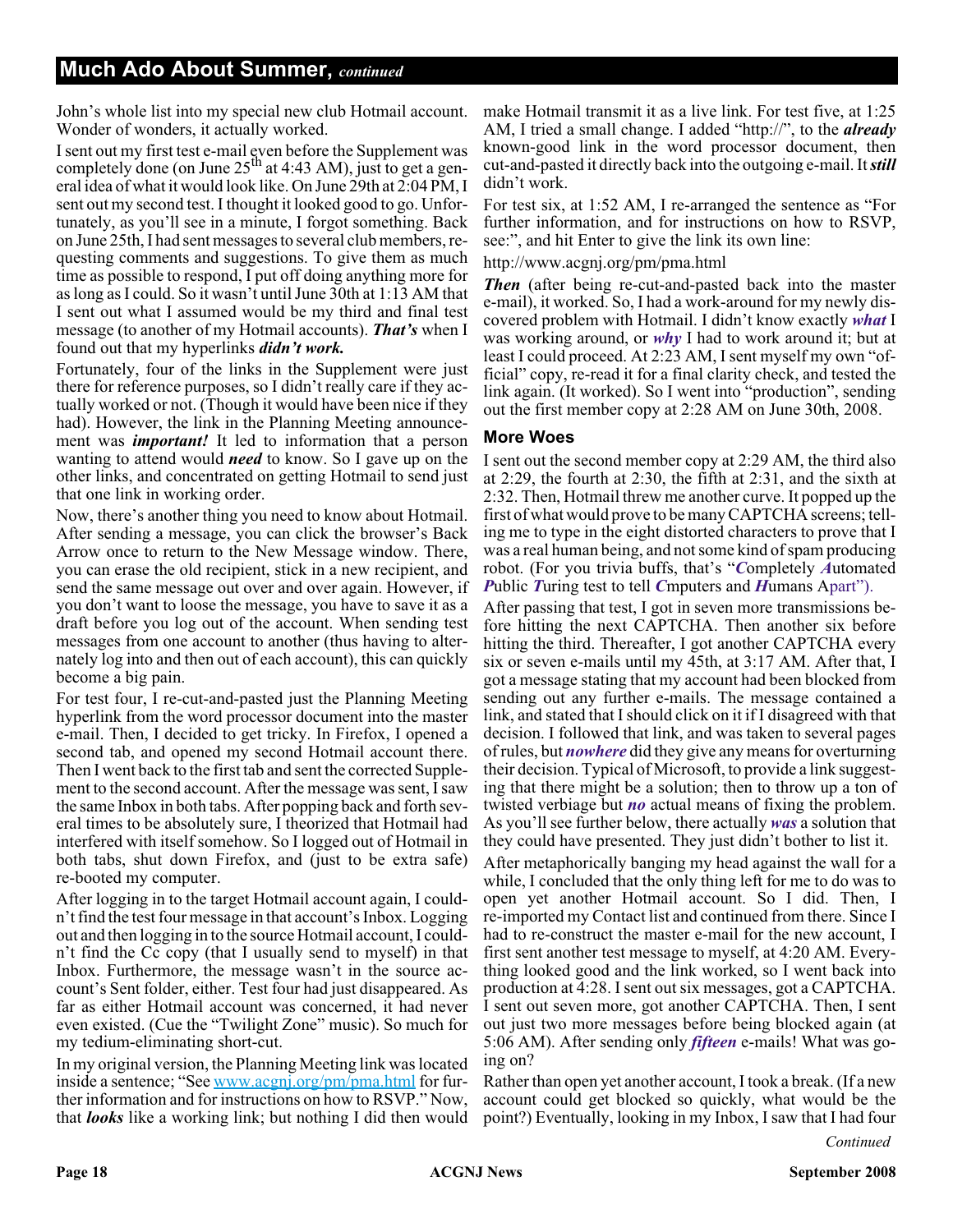## Much Ado About Summer, *continued*

John's whole list into my special new club Hotmail account. Wonder of wonders, it actually worked.

I sent out my first test e-mail even before the Supplement was completely done (on June 25th at 4:43 AM), just to get a general idea of what it would look like. On June 29th at 2:04 PM, I sent out my second test. I thought it looked good to go. Unfortunately, as you'll see in a minute, I forgot something. Back on June 25th, I had sent messages to several club members, requesting comments and suggestions. To give them as much time as possible to respond, I put off doing anything more for as long as I could. So it wasn't until June 30th at 1:13 AM that I sent out what I assumed would be my third and final test message (to another of my Hotmail accounts). ***That's*** when I found out that my hyperlinks ***didn't work.***

Fortunately, four of the links in the Supplement were just there for reference purposes, so I didn't really care if they actually worked or not. (Though it would have been nice if they had). However, the link in the Planning Meeting announcement was ***important!*** It led to information that a person wanting to attend would ***need*** to know. So I gave up on the other links, and concentrated on getting Hotmail to send just that one link in working order.

Now, there's another thing you need to know about Hotmail. After sending a message, you can click the browser's Back Arrow once to return to the New Message window. There, you can erase the old recipient, stick in a new recipient, and send the same message out over and over again. However, if you don't want to loose the message, you have to save it as a draft before you log out of the account. When sending test messages from one account to another (thus having to alternately log into and then out of each account), this can quickly become a big pain.

For test four, I re-cut-and-pasted just the Planning Meeting hyperlink from the word processor document into the master e-mail. Then, I decided to get tricky. In Firefox, I opened a second tab, and opened my second Hotmail account there. Then I went back to the first tab and sent the corrected Supplement to the second account. After the message was sent, I saw the same Inbox in both tabs. After popping back and forth several times to be absolutely sure, I theorized that Hotmail had interfered with itself somehow. So I logged out of Hotmail in both tabs, shut down Firefox, and (just to be extra safe) re-booted my computer.

After logging in to the target Hotmail account again, I couldn't find the test four message in that account's Inbox. Logging out and then logging in to the source Hotmail account, I couldn't find the Cc copy (that I usually send to myself) in that Inbox. Furthermore, the message wasn't in the source account's Sent folder, either. Test four had just disappeared. As far as either Hotmail account was concerned, it had never even existed. (Cue the "Twilight Zone" music). So much for my tedium-eliminating short-cut.

In my original version, the Planning Meeting link was located inside a sentence; "See www.acgnj.org/pm/pma.html for further information and for instructions on how to RSVP." Now, that ***looks*** like a working link; but nothing I did then would make Hotmail transmit it as a live link. For test five, at 1:25 AM, I tried a small change. I added "http://", to the ***already*** known-good link in the word processor document, then cut-and-pasted it directly back into the outgoing e-mail. It ***still*** didn't work.

For test six, at 1:52 AM, I re-arranged the sentence as "For further information, and for instructions on how to RSVP, see:", and hit Enter to give the link its own line:

http://www.acgnj.org/pm/pma.html

***Then*** (after being re-cut-and-pasted back into the master e-mail), it worked. So, I had a work-around for my newly discovered problem with Hotmail. I didn't know exactly ***what*** I was working around, or ***why*** I had to work around it; but at least I could proceed. At 2:23 AM, I sent myself my own "official" copy, re-read it for a final clarity check, and tested the link again. (It worked). So I went into "production", sending out the first member copy at 2:28 AM on June 30th, 2008.

### More Woes

I sent out the second member copy at 2:29 AM, the third also at 2:29, the fourth at 2:30, the fifth at 2:31, and the sixth at 2:32. Then, Hotmail threw me another curve. It popped up the first of what would prove to be many CAPTCHA screens; telling me to type in the eight distorted characters to prove that I was a real human being, and not some kind of spam producing robot. (For you trivia buffs, that's "***C***ompletely ***A***utomated ***P***ublic ***T***uring test to tell ***C***mputers and ***H***umans ***A***part").

After passing that test, I got in seven more transmissions before hitting the next CAPTCHA. Then another six before hitting the third. Thereafter, I got another CAPTCHA every six or seven e-mails until my 45th, at 3:17 AM. After that, I got a message stating that my account had been blocked from sending out any further e-mails. The message contained a link, and stated that I should click on it if I disagreed with that decision. I followed that link, and was taken to several pages of rules, but ***nowhere*** did they give any means for overturning their decision. Typical of Microsoft, to provide a link suggesting that there might be a solution; then to throw up a ton of twisted verbiage but ***no*** actual means of fixing the problem. As you'll see further below, there actually ***was*** a solution that they could have presented. They just didn't bother to list it.

After metaphorically banging my head against the wall for a while, I concluded that the only thing left for me to do was to open yet another Hotmail account. So I did. Then, I re-imported my Contact list and continued from there. Since I had to re-construct the master e-mail for the new account, I first sent another test message to myself, at 4:20 AM. Everything looked good and the link worked, so I went back into production at 4:28. I sent out six messages, got a CAPTCHA. I sent out seven more, got another CAPTCHA. Then, I sent out just two more messages before being blocked again (at 5:06 AM). After sending only ***fifteen*** e-mails! What was going on?

Rather than open yet another account, I took a break. (If a new account could get blocked so quickly, what would be the point?) Eventually, looking in my Inbox, I saw that I had four

*Continued*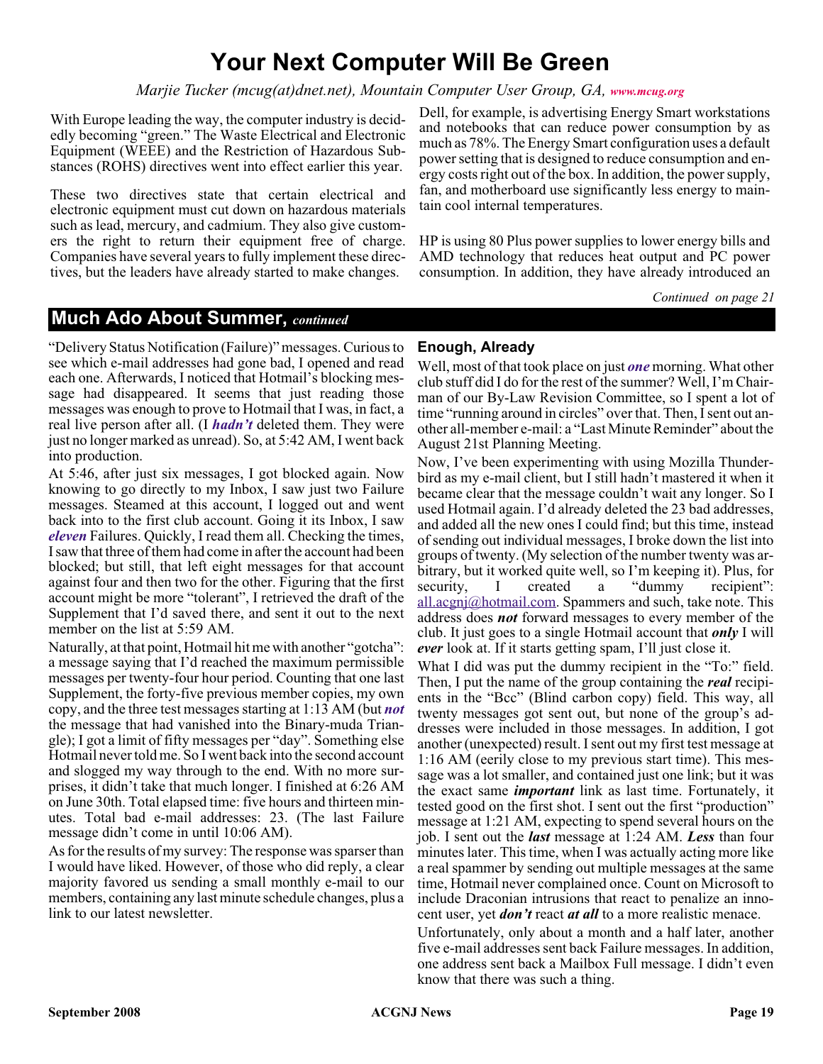# Your Next Computer Will Be Green

*Marjie Tucker (mcug(at)dnet.net), Mountain Computer User Group, GA, **www.mcug.org***

With Europe leading the way, the computer industry is decidedly becoming "green." The Waste Electrical and Electronic Equipment (WEEE) and the Restriction of Hazardous Substances (ROHS) directives went into effect earlier this year.

These two directives state that certain electrical and electronic equipment must cut down on hazardous materials such as lead, mercury, and cadmium. They also give customers the right to return their equipment free of charge. Companies have several years to fully implement these directives, but the leaders have already started to make changes.

Dell, for example, is advertising Energy Smart workstations and notebooks that can reduce power consumption by as much as 78%. The Energy Smart configuration uses a default power setting that is designed to reduce consumption and energy costs right out of the box. In addition, the power supply, fan, and motherboard use significantly less energy to maintain cool internal temperatures.

HP is using 80 Plus power supplies to lower energy bills and AMD technology that reduces heat output and PC power consumption. In addition, they have already introduced an

*Continued on page 21*

## Much Ado About Summer, *continued*

"Delivery Status Notification (Failure)" messages. Curious to see which e-mail addresses had gone bad, I opened and read each one. Afterwards, I noticed that Hotmail's blocking message had disappeared. It seems that just reading those messages was enough to prove to Hotmail that I was, in fact, a real live person after all. (I ***hadn't*** deleted them. They were just no longer marked as unread). So, at 5:42 AM, I went back into production.

At 5:46, after just six messages, I got blocked again. Now knowing to go directly to my Inbox, I saw just two Failure messages. Steamed at this account, I logged out and went back into to the first club account. Going it its Inbox, I saw ***eleven*** Failures. Quickly, I read them all. Checking the times, I saw that three of them had come in after the account had been blocked; but still, that left eight messages for that account against four and then two for the other. Figuring that the first account might be more "tolerant", I retrieved the draft of the Supplement that I'd saved there, and sent it out to the next member on the list at 5:59 AM.

Naturally, at that point, Hotmail hit me with another "gotcha": a message saying that I'd reached the maximum permissible messages per twenty-four hour period. Counting that one last Supplement, the forty-five previous member copies, my own copy, and the three test messages starting at 1:13 AM (but ***not*** the message that had vanished into the Binary-muda Triangle); I got a limit of fifty messages per "day". Something else Hotmail never told me. So I went back into the second account and slogged my way through to the end. With no more surprises, it didn't take that much longer. I finished at 6:26 AM on June 30th. Total elapsed time: five hours and thirteen minutes. Total bad e-mail addresses: 23. (The last Failure message didn't come in until 10:06 AM).

As for the results of my survey: The response was sparser than I would have liked. However, of those who did reply, a clear majority favored us sending a small monthly e-mail to our members, containing any last minute schedule changes, plus a link to our latest newsletter.

### Enough, Already

Well, most of that took place on just ***one*** morning. What other club stuff did I do for the rest of the summer? Well, I'm Chairman of our By-Law Revision Committee, so I spent a lot of time "running around in circles" over that. Then, I sent out another all-member e-mail: a "Last Minute Reminder" about the August 21st Planning Meeting.

Now, I've been experimenting with using Mozilla Thunderbird as my e-mail client, but I still hadn't mastered it when it became clear that the message couldn't wait any longer. So I used Hotmail again. I'd already deleted the 23 bad addresses, and added all the new ones I could find; but this time, instead of sending out individual messages, I broke down the list into groups of twenty. (My selection of the number twenty was arbitrary, but it worked quite well, so I'm keeping it). Plus, for security, I created a "dummy recipient": all.acgnj@hotmail.com. Spammers and such, take note. This address does ***not*** forward messages to every member of the club. It just goes to a single Hotmail account that ***only*** I will ***ever*** look at. If it starts getting spam, I'll just close it.

What I did was put the dummy recipient in the "To:" field. Then, I put the name of the group containing the ***real*** recipients in the "Bcc" (Blind carbon copy) field. This way, all twenty messages got sent out, but none of the group's addresses were included in those messages. In addition, I got another (unexpected) result. I sent out my first test message at 1:16 AM (eerily close to my previous start time). This message was a lot smaller, and contained just one link; but it was the exact same ***important*** link as last time. Fortunately, it tested good on the first shot. I sent out the first "production" message at 1:21 AM, expecting to spend several hours on the job. I sent out the ***last*** message at 1:24 AM. ***Less*** than four minutes later. This time, when I was actually acting more like a real spammer by sending out multiple messages at the same time, Hotmail never complained once. Count on Microsoft to include Draconian intrusions that react to penalize an innocent user, yet ***don't*** react ***at all*** to a more realistic menace.

Unfortunately, only about a month and a half later, another five e-mail addresses sent back Failure messages. In addition, one address sent back a Mailbox Full message. I didn't even know that there was such a thing.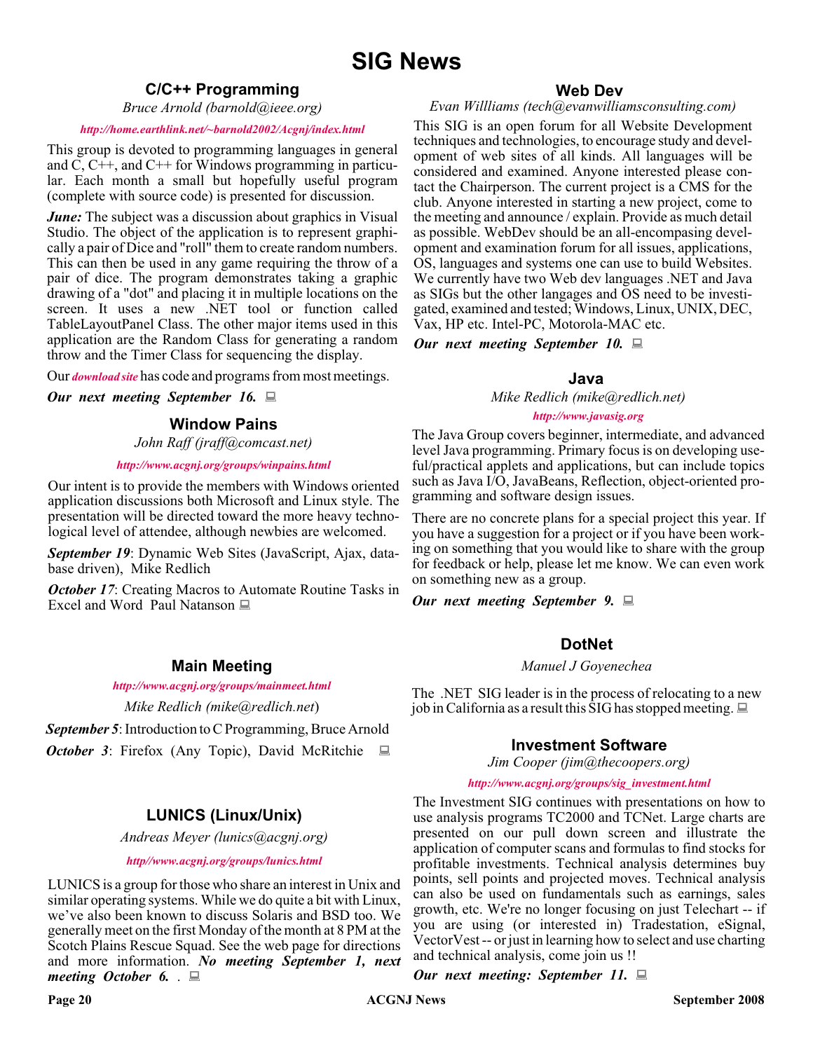# SIG News

## C/C++ Programming

*Bruce Arnold (barnold@ieee.org)*

***http://home.earthlink.net/~barnold2002/Acgnj/index.html***

This group is devoted to programming languages in general and C, C++, and C++ for Windows programming in particular. Each month a small but hopefully useful program (complete with source code) is presented for discussion.

***June:*** The subject was a discussion about graphics in Visual Studio. The object of the application is to represent graphically a pair of Dice and "roll" them to create random numbers. This can then be used in any game requiring the throw of a pair of dice. The program demonstrates taking a graphic drawing of a "dot" and placing it in multiple locations on the screen. It uses a new .NET tool or function called TableLayoutPanel Class. The other major items used in this application are the Random Class for generating a random throw and the Timer Class for sequencing the display.

Our ***download site*** has code and programs from most meetings.

***Our next meeting September 16.***

## Window Pains

*John Raff (jraff@comcast.net)*

***http://www.acgnj.org/groups/winpains.html***

Our intent is to provide the members with Windows oriented application discussions both Microsoft and Linux style. The presentation will be directed toward the more heavy technological level of attendee, although newbies are welcomed.

***September 19***: Dynamic Web Sites (JavaScript, Ajax, database driven), Mike Redlich

***October 17***: Creating Macros to Automate Routine Tasks in Excel and Word Paul Natanson

## Main Meeting

***http://www.acgnj.org/groups/mainmeet.html***

*Mike Redlich (mike@redlich.net)*

***September 5***: Introduction to C Programming, Bruce Arnold

***October 3***: Firefox (Any Topic), David McRitchie

## LUNICS (Linux/Unix)

*Andreas Meyer (lunics@acgnj.org)*

***http//www.acgnj.org/groups/lunics.html***

LUNICS is a group for those who share an interest in Unix and similar operating systems. While we do quite a bit with Linux, we've also been known to discuss Solaris and BSD too. We generally meet on the first Monday of the month at 8 PM at the Scotch Plains Rescue Squad. See the web page for directions and more information. ***No meeting September 1, next meeting October 6.*** .

## Web Dev

*Evan Willliams (tech@evanwilliamsconsulting.com)*

This SIG is an open forum for all Website Development techniques and technologies, to encourage study and development of web sites of all kinds. All languages will be considered and examined. Anyone interested please contact the Chairperson. The current project is a CMS for the club. Anyone interested in starting a new project, come to the meeting and announce / explain. Provide as much detail as possible. WebDev should be an all-encompasing development and examination forum for all issues, applications, OS, languages and systems one can use to build Websites. We currently have two Web dev languages .NET and Java as SIGs but the other langages and OS need to be investigated, examined and tested; Windows, Linux, UNIX, DEC, Vax, HP etc. Intel-PC, Motorola-MAC etc.

***Our next meeting September 10.***

## Java

*Mike Redlich (mike@redlich.net)*

***http://www.javasig.org***

The Java Group covers beginner, intermediate, and advanced level Java programming. Primary focus is on developing useful/practical applets and applications, but can include topics such as Java I/O, JavaBeans, Reflection, object-oriented programming and software design issues.

There are no concrete plans for a special project this year. If you have a suggestion for a project or if you have been working on something that you would like to share with the group for feedback or help, please let me know. We can even work on something new as a group.

***Our next meeting September 9.***

## DotNet

*Manuel J Goyenechea*

The .NET SIG leader is in the process of relocating to a new job in California as a result this SIG has stopped meeting.

## Investment Software

*Jim Cooper (jim@thecoopers.org)*

***http://www.acgnj.org/groups/sig_investment.html***

The Investment SIG continues with presentations on how to use analysis programs TC2000 and TCNet. Large charts are presented on our pull down screen and illustrate the application of computer scans and formulas to find stocks for profitable investments. Technical analysis determines buy points, sell points and projected moves. Technical analysis can also be used on fundamentals such as earnings, sales growth, etc. We're no longer focusing on just Telechart -- if you are using (or interested in) Tradestation, eSignal, VectorVest -- or just in learning how to select and use charting and technical analysis, come join us !!

***Our next meeting: September 11.***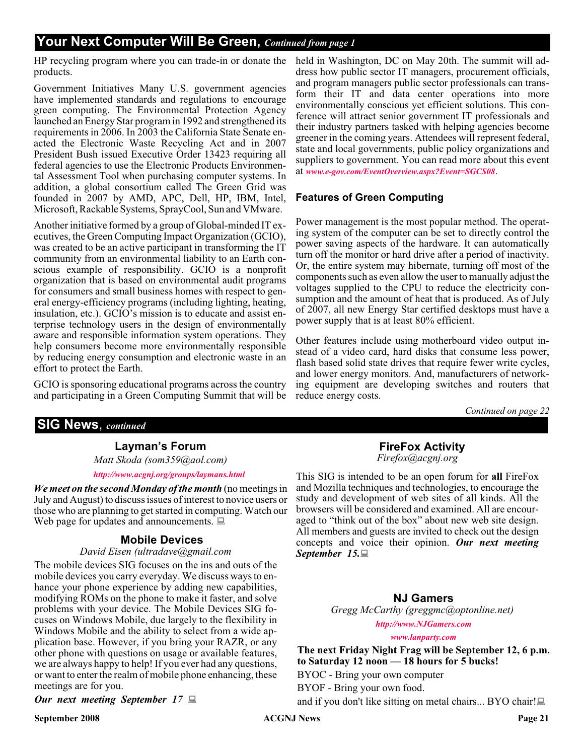## Your Next Computer Will Be Green, *Continued from page 1*

HP recycling program where you can trade-in or donate the products.

Government Initiatives Many U.S. government agencies have implemented standards and regulations to encourage green computing. The Environmental Protection Agency launched an Energy Star program in 1992 and strengthened its requirements in 2006. In 2003 the California State Senate enacted the Electronic Waste Recycling Act and in 2007 President Bush issued Executive Order 13423 requiring all federal agencies to use the Electronic Products Environmental Assessment Tool when purchasing computer systems. In addition, a global consortium called The Green Grid was founded in 2007 by AMD, APC, Dell, HP, IBM, Intel, Microsoft, Rackable Systems, SprayCool, Sun and VMware.

Another initiative formed by a group of Global-minded IT executives, the Green Computing Impact Organization (GCIO), was created to be an active participant in transforming the IT community from an environmental liability to an Earth conscious example of responsibility. GCIO is a nonprofit organization that is based on environmental audit programs for consumers and small business homes with respect to general energy-efficiency programs (including lighting, heating, insulation, etc.). GCIO's mission is to educate and assist enterprise technology users in the design of environmentally aware and responsible information system operations. They help consumers become more environmentally responsible by reducing energy consumption and electronic waste in an effort to protect the Earth.

GCIO is sponsoring educational programs across the country and participating in a Green Computing Summit that will be held in Washington, DC on May 20th. The summit will address how public sector IT managers, procurement officials, and program managers public sector professionals can transform their IT and data center operations into more environmentally conscious yet efficient solutions. This conference will attract senior government IT professionals and their industry partners tasked with helping agencies become greener in the coming years. Attendees will represent federal, state and local governments, public policy organizations and suppliers to government. You can read more about this event at *www.e-gov.com/EventOverview.aspx?Event=SGCS08*.

### Features of Green Computing

Power management is the most popular method. The operating system of the computer can be set to directly control the power saving aspects of the hardware. It can automatically turn off the monitor or hard drive after a period of inactivity. Or, the entire system may hibernate, turning off most of the components such as even allow the user to manually adjust the voltages supplied to the CPU to reduce the electricity consumption and the amount of heat that is produced. As of July of 2007, all new Energy Star certified desktops must have a power supply that is at least 80% efficient.

Other features include using motherboard video output instead of a video card, hard disks that consume less power, flash based solid state drives that require fewer write cycles, and lower energy monitors. And, manufacturers of networking equipment are developing switches and routers that reduce energy costs.

*Continued on page 22*

## SIG News, *continued*

### Layman's Forum

*Matt Skoda (som359@aol.com)*

*http://www.acgnj.org/groups/laymans.html*

***We meet on the second Monday of the month*** (no meetings in July and August) to discuss issues of interest to novice users or those who are planning to get started in computing. Watch our Web page for updates and announcements.

### Mobile Devices

*David Eisen (ultradave@gmail.com*

The mobile devices SIG focuses on the ins and outs of the mobile devices you carry everyday. We discuss ways to enhance your phone experience by adding new capabilities, modifying ROMs on the phone to make it faster, and solve problems with your device. The Mobile Devices SIG focuses on Windows Mobile, due largely to the flexibility in Windows Mobile and the ability to select from a wide application base. However, if you bring your RAZR, or any other phone with questions on usage or available features, we are always happy to help! If you ever had any questions, or want to enter the realm of mobile phone enhancing, these meetings are for you.

***Our next meeting September 17***

### FireFox Activity

*Firefox@acgnj.org*

This SIG is intended to be an open forum for **all** FireFox and Mozilla techniques and technologies, to encourage the study and development of web sites of all kinds. All the browsers will be considered and examined. All are encouraged to "think out of the box" about new web site design. All members and guests are invited to check out the design concepts and voice their opinion. ***Our next meeting September 15.***

### NJ Gamers

*Gregg McCarthy (greggmc@optonline.net)*

*http://www.NJGamers.com*

*www.lanparty.com*

**The next Friday Night Frag will be September 12, 6 p.m. to Saturday 12 noon — 18 hours for 5 bucks!**

BYOC - Bring your own computer

BYOF - Bring your own food.

and if you don't like sitting on metal chairs... BYO chair!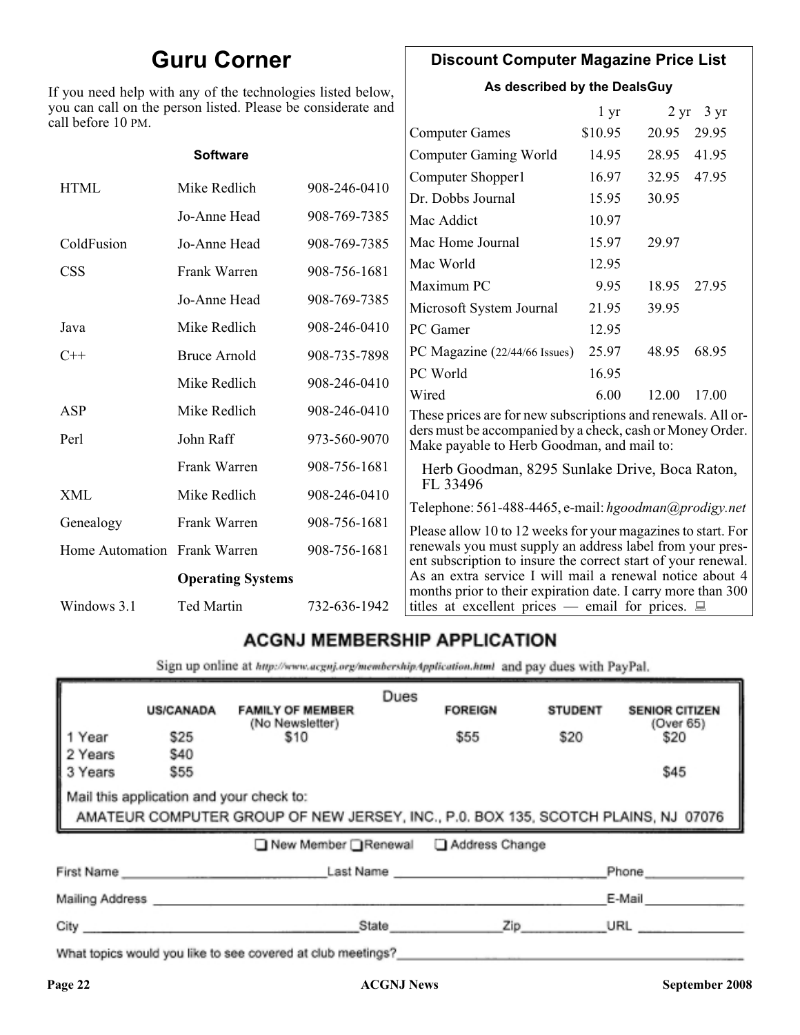## Guru Corner

If you need help with any of the technologies listed below, you can call on the person listed. Please be considerate and call before 10 PM.

**Software**

| | | |
|---|---|---|
| HTML | Mike Redlich | 908-246-0410 |
| | Jo-Anne Head | 908-769-7385 |
| ColdFusion | Jo-Anne Head | 908-769-7385 |
| CSS | Frank Warren | 908-756-1681 |
| | Jo-Anne Head | 908-769-7385 |
| Java | Mike Redlich | 908-246-0410 |
| C++ | Bruce Arnold | 908-735-7898 |
| | Mike Redlich | 908-246-0410 |
| ASP | Mike Redlich | 908-246-0410 |
| Perl | John Raff | 973-560-9070 |
| | Frank Warren | 908-756-1681 |
| XML | Mike Redlich | 908-246-0410 |
| Genealogy | Frank Warren | 908-756-1681 |
| Home Automation | Frank Warren | 908-756-1681 |

**Operating Systems**

| | | |
|---|---|---|
| Windows 3.1 | Ted Martin | 732-636-1942 |

## Discount Computer Magazine Price List

**As described by the DealsGuy**

| | 1 yr | 2 yr | 3 yr |
|---|---|---|---|
| Computer Games | $10.95 | 20.95 | 29.95 |
| Computer Gaming World | 14.95 | 28.95 | 41.95 |
| Computer Shopper1 | 16.97 | 32.95 | 47.95 |
| Dr. Dobbs Journal | 15.95 | 30.95 | |
| Mac Addict | 10.97 | | |
| Mac Home Journal | 15.97 | 29.97 | |
| Mac World | 12.95 | | |
| Maximum PC | 9.95 | 18.95 | 27.95 |
| Microsoft System Journal | 21.95 | 39.95 | |
| PC Gamer | 12.95 | | |
| PC Magazine (22/44/66 Issues) | 25.97 | 48.95 | 68.95 |
| PC World | 16.95 | | |
| Wired | 6.00 | 12.00 | 17.00 |

These prices are for new subscriptions and renewals. All orders must be accompanied by a check, cash or Money Order. Make payable to Herb Goodman, and mail to:

Herb Goodman, 8295 Sunlake Drive, Boca Raton, FL 33496

Telephone: 561-488-4465, e-mail: *hgoodman@prodigy.net*

Please allow 10 to 12 weeks for your magazines to start. For renewals you must supply an address label from your present subscription to insure the correct start of your renewal. As an extra service I will mail a renewal notice about 4 months prior to their expiration date. I carry more than 300 titles at excellent prices — email for prices.

## ACGNJ MEMBERSHIP APPLICATION

Sign up online at http://www.acgnj.org/membershipApplication.html and pay dues with PayPal.

**Dues**

| | US/CANADA | FAMILY OF MEMBER (No Newsletter) | FOREIGN | STUDENT | SENIOR CITIZEN (Over 65) |
|---|---|---|---|---|---|
| 1 Year | $25 | $10 | $55 | $20 | $20 |
| 2 Years | $40 | | | | |
| 3 Years | $55 | | | | $45 |

Mail this application and your check to:
AMATEUR COMPUTER GROUP OF NEW JERSEY, INC., P.0. BOX 135, SCOTCH PLAINS, NJ 07076

❑ New Member ❑ Renewal ❑ Address Change

First Name \_\_\_\_\_\_\_\_\_\_ Last Name \_\_\_\_\_\_\_\_\_\_ Phone \_\_\_\_\_\_\_\_\_\_

Mailing Address \_\_\_\_\_\_\_\_\_\_ E-Mail \_\_\_\_\_\_\_\_\_\_

City \_\_\_\_\_\_\_\_\_\_ State \_\_\_\_\_\_\_\_\_\_ Zip \_\_\_\_\_\_\_\_\_\_ URL \_\_\_\_\_\_\_\_\_\_

What topics would you like to see covered at club meetings? \_\_\_\_\_\_\_\_\_\_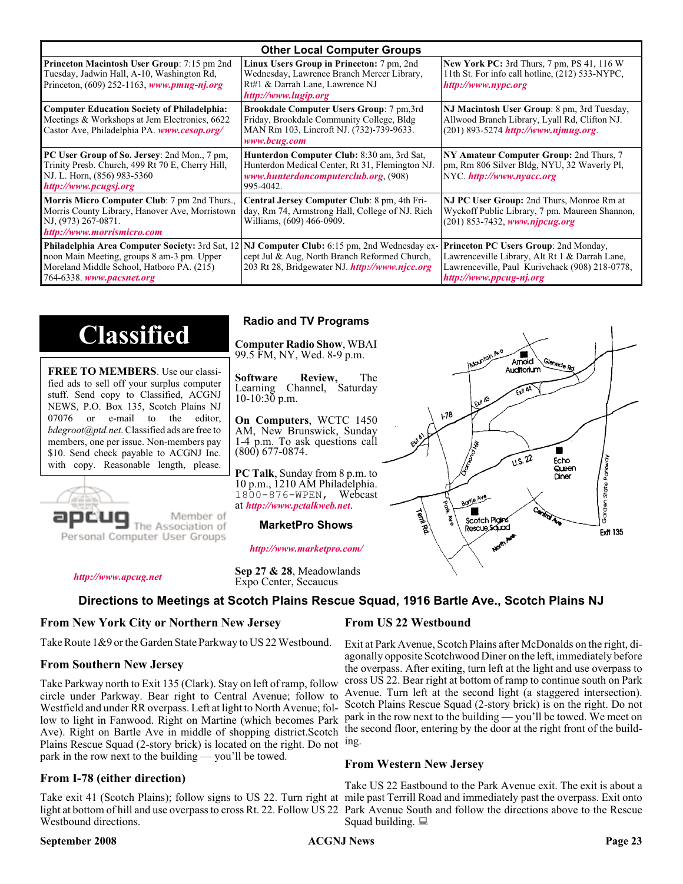## Other Local Computer Groups

| | | |
|---|---|---|
| **Princeton Macintosh User Group**: 7:15 pm 2nd Tuesday, Jadwin Hall, A-10, Washington Rd, Princeton, (609) 252-1163, ***www.pmug-nj.org*** | **Linux Users Group in Princeton:** 7 pm, 2nd Wednesday, Lawrence Branch Mercer Library, Rt#1 & Darrah Lane, Lawrence NJ ***http://www.lugip.org*** | **New York PC:** 3rd Thurs, 7 pm, PS 41, 116 W 11th St. For info call hotline, (212) 533-NYPC, ***http://www.nypc.org*** |
| **Computer Education Society of Philadelphia:** Meetings & Workshops at Jem Electronics, 6622 Castor Ave, Philadelphia PA. ***www.cesop.org/*** | **Brookdale Computer Users Group**: 7 pm,3rd Friday, Brookdale Community College, Bldg MAN Rm 103, Lincroft NJ. (732)-739-9633. ***www.bcug.com*** | **NJ Macintosh User Group**: 8 pm, 3rd Tuesday, Allwood Branch Library, Lyall Rd, Clifton NJ. (201) 893-5274 ***http://www.njmug.org***. |
| **PC User Group of So. Jersey**: 2nd Mon., 7 pm, Trinity Presb. Church, 499 Rt 70 E, Cherry Hill, NJ. L. Horn, (856) 983-5360 ***http://www.pcugsj.org*** | **Hunterdon Computer Club:** 8:30 am, 3rd Sat, Hunterdon Medical Center, Rt 31, Flemington NJ. ***www.hunterdoncomputerclub.org***, (908) 995-4042. | **NY Amateur Computer Group:** 2nd Thurs, 7 pm, Rm 806 Silver Bldg, NYU, 32 Waverly Pl, NYC. ***http://www.nyacc.org*** |
| **Morris Micro Computer Club**: 7 pm 2nd Thurs., Morris County Library, Hanover Ave, Morristown NJ, (973) 267-0871. ***http://www.morrismicro.com*** | **Central Jersey Computer Club**: 8 pm, 4th Friday, Rm 74, Armstrong Hall, College of NJ. Rich Williams, (609) 466-0909. | **NJ PC User Group:** 2nd Thurs, Monroe Rm at Wyckoff Public Library, 7 pm. Maureen Shannon, (201) 853-7432, ***www.njpcug.org*** |
| **Philadelphia Area Computer Society:** 3rd Sat, 12 noon Main Meeting, groups 8 am-3 pm. Upper Moreland Middle School, Hatboro PA. (215) 764-6338. ***www.pacsnet.org*** | **NJ Computer Club:** 6:15 pm, 2nd Wednesday except Jul & Aug, North Branch Reformed Church, 203 Rt 28, Bridgewater NJ. ***http://www.njcc.org*** | **Princeton PC Users Group**: 2nd Monday, Lawrenceville Library, Alt Rt 1 & Darrah Lane, Lawrenceville, Paul Kurivchack (908) 218-0778, ***http://www.ppcug-nj.org*** |

# Classified

**FREE TO MEMBERS**. Use our classified ads to sell off your surplus computer stuff. Send copy to Classified, ACGNJ NEWS, P.O. Box 135, Scotch Plains NJ 07076 or e-mail to the editor, *bdegroot@ptd.net*. Classified ads are free to members, one per issue. Non-members pay $10. Send check payable to ACGNJ Inc. with copy. Reasonable length, please.

apcug Member of The Association of Personal Computer User Groups

***http://www.apcug.net***

## Radio and TV Programs

**Computer Radio Show**, WBAI 99.5 FM, NY, Wed. 8-9 p.m.

**Software Review,** The Learning Channel, Saturday 10-10:30 p.m.

**On Computers**, WCTC 1450 AM, New Brunswick, Sunday 1-4 p.m. To ask questions call (800) 677-0874.

**PC Talk**, Sunday from 8 p.m. to 10 p.m., 1210 AM Philadelphia. 1800-876-WPEN, Webcast at ***http://www.pctalkweb.net***.

## MarketPro Shows

***http://www.marketpro.com/***

**Sep 27 & 28**, Meadowlands Expo Center, Secaucus

## Directions to Meetings at Scotch Plains Rescue Squad, 1916 Bartle Ave., Scotch Plains NJ

### From New York City or Northern New Jersey

Take Route 1&9 or the Garden State Parkway to US 22 Westbound.

### From Southern New Jersey

Take Parkway north to Exit 135 (Clark). Stay on left of ramp, follow circle under Parkway. Bear right to Central Avenue; follow to Westfield and under RR overpass. Left at light to North Avenue; follow to light in Fanwood. Right on Martine (which becomes Park Ave). Right on Bartle Ave in middle of shopping district.Scotch Plains Rescue Squad (2-story brick) is located on the right. Do not park in the row next to the building — you'll be towed.

### From I-78 (either direction)

Take exit 41 (Scotch Plains); follow signs to US 22. Turn right at light at bottom of hill and use overpass to cross Rt. 22. Follow US 22 Westbound directions.

### From US 22 Westbound

Exit at Park Avenue, Scotch Plains after McDonalds on the right, diagonally opposite Scotchwood Diner on the left, immediately before the overpass. After exiting, turn left at the light and use overpass to cross US 22. Bear right at bottom of ramp to continue south on Park Avenue. Turn left at the second light (a staggered intersection). Scotch Plains Rescue Squad (2-story brick) is on the right. Do not park in the row next to the building — you'll be towed. We meet on the second floor, entering by the door at the right front of the building.

### From Western New Jersey

Take US 22 Eastbound to the Park Avenue exit. The exit is about a mile past Terrill Road and immediately past the overpass. Exit onto Park Avenue South and follow the directions above to the Rescue Squad building.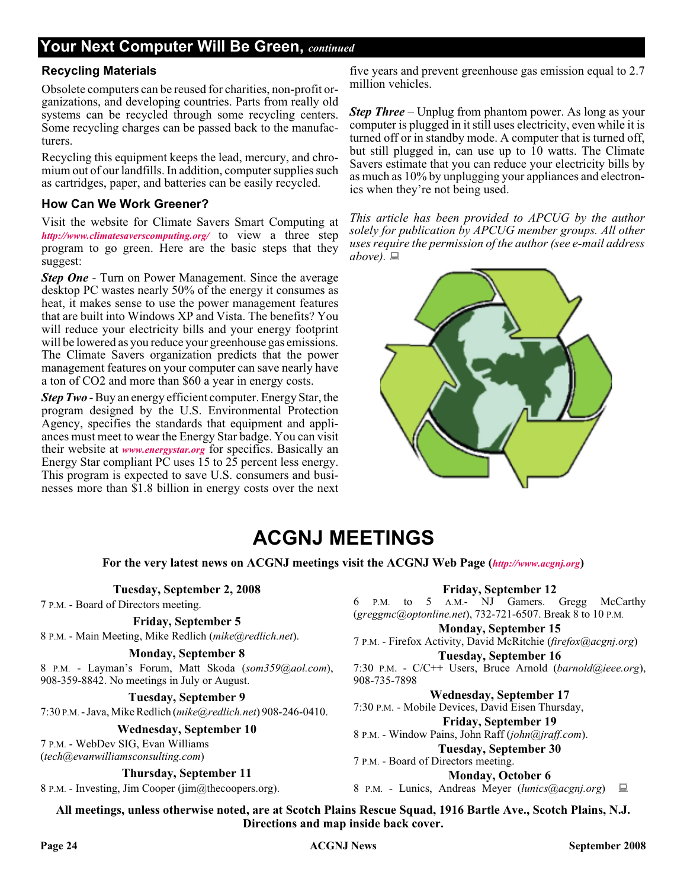## Your Next Computer Will Be Green, *continued*

### Recycling Materials

Obsolete computers can be reused for charities, non-profit organizations, and developing countries. Parts from really old systems can be recycled through some recycling centers. Some recycling charges can be passed back to the manufacturers.

Recycling this equipment keeps the lead, mercury, and chromium out of our landfills. In addition, computer supplies such as cartridges, paper, and batteries can be easily recycled.

### How Can We Work Greener?

Visit the website for Climate Savers Smart Computing at *http://www.climatesaverscomputing.org/* to view a three step program to go green. Here are the basic steps that they suggest:

***Step One*** - Turn on Power Management. Since the average desktop PC wastes nearly 50% of the energy it consumes as heat, it makes sense to use the power management features that are built into Windows XP and Vista. The benefits? You will reduce your electricity bills and your energy footprint will be lowered as you reduce your greenhouse gas emissions. The Climate Savers organization predicts that the power management features on your computer can save nearly have a ton of CO2 and more than $60 a year in energy costs.

***Step Two*** - Buy an energy efficient computer. Energy Star, the program designed by the U.S. Environmental Protection Agency, specifies the standards that equipment and appliances must meet to wear the Energy Star badge. You can visit their website at *www.energystar.org* for specifics. Basically an Energy Star compliant PC uses 15 to 25 percent less energy. This program is expected to save U.S. consumers and businesses more than $1.8 billion in energy costs over the next five years and prevent greenhouse gas emission equal to 2.7 million vehicles.

***Step Three*** – Unplug from phantom power. As long as your computer is plugged in it still uses electricity, even while it is turned off or in standby mode. A computer that is turned off, but still plugged in, can use up to 10 watts. The Climate Savers estimate that you can reduce your electricity bills by as much as 10% by unplugging your appliances and electronics when they're not being used.

*This article has been provided to APCUG by the author solely for publication by APCUG member groups. All other uses require the permission of the author (see e-mail address above).*

# ACGNJ MEETINGS

**For the very latest news on ACGNJ meetings visit the ACGNJ Web Page (*http://www.acgnj.org*)**

**Tuesday, September 2, 2008**
7 P.M. - Board of Directors meeting.

**Friday, September 5**
8 P.M. - Main Meeting, Mike Redlich (*mike@redlich.net*).

**Monday, September 8**
8 P.M. - Layman's Forum, Matt Skoda (*som359@aol.com*), 908-359-8842. No meetings in July or August.

**Tuesday, September 9**
7:30 P.M. - Java, Mike Redlich (*mike@redlich.net*) 908-246-0410.

**Wednesday, September 10**
7 P.M. - WebDev SIG, Evan Williams (*tech@evanwilliamsconsulting.com*)

**Thursday, September 11**
8 P.M. - Investing, Jim Cooper (jim@thecoopers.org).

**Friday, September 12**
6 P.M. to 5 A.M.- NJ Gamers. Gregg McCarthy (*greggmc@optonline.net*), 732-721-6507. Break 8 to 10 P.M.

**Monday, September 15**
7 P.M. - Firefox Activity, David McRitchie (*firefox@acgnj.org*)

**Tuesday, September 16**
7:30 P.M. - C/C++ Users, Bruce Arnold (*barnold@ieee.org*), 908-735-7898

**Wednesday, September 17**
7:30 P.M. - Mobile Devices, David Eisen Thursday,

**Friday, September 19**
8 P.M. - Window Pains, John Raff (*john@jraff.com*).

**Tuesday, September 30**
7 P.M. - Board of Directors meeting.

**Monday, October 6**
8 P.M. - Lunics, Andreas Meyer (*lunics@acgnj.org*)

**All meetings, unless otherwise noted, are at Scotch Plains Rescue Squad, 1916 Bartle Ave., Scotch Plains, N.J. Directions and map inside back cover.**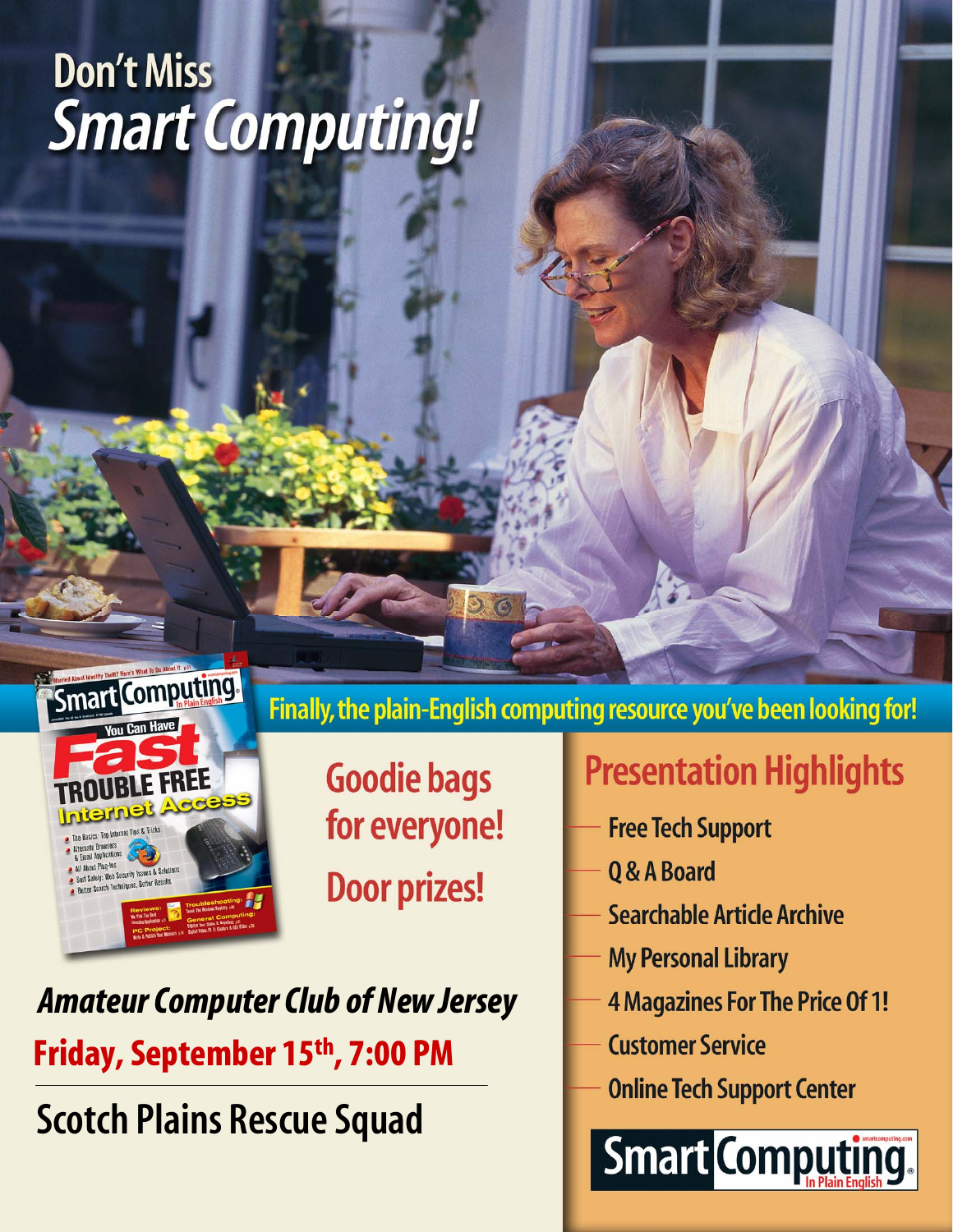# Don't Miss *Smart Computing!*

**Finally, the plain-English computing resource you've been looking for!**

## Goodie bags for everyone!

## Door prizes!

***Amateur Computer Club of New Jersey***

**Friday, September 15th, 7:00 PM**

**Scotch Plains Rescue Squad**

## Presentation Highlights

- Free Tech Support
- Q & A Board
- Searchable Article Archive
- My Personal Library
- 4 Magazines For The Price Of 1!
- Customer Service
- Online Tech Support Center

Smart Computing In Plain English